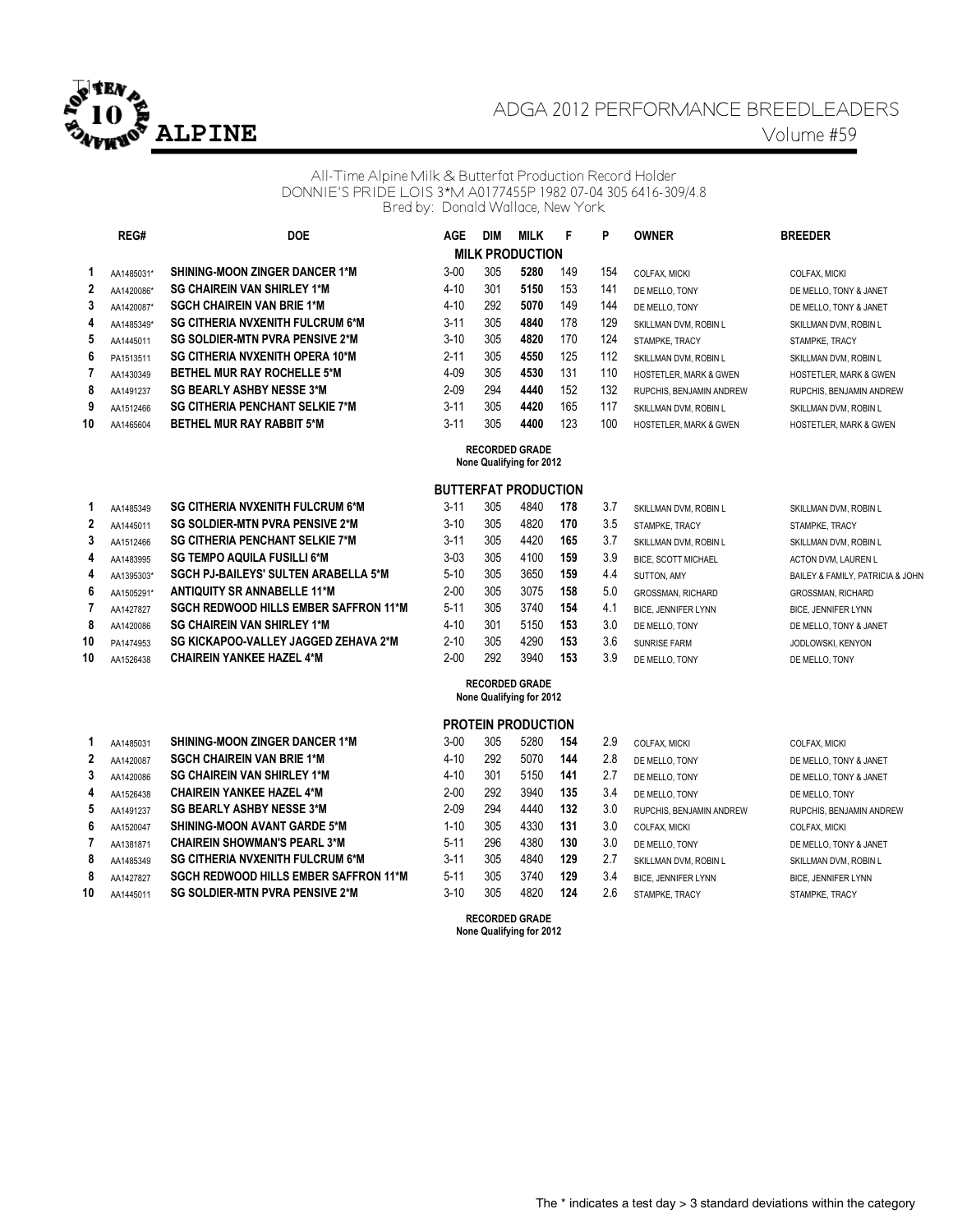# ADGA 2012 PERFORMANCE BREEDLEADERS

## ALPINE

Volume #59

All-Time Alpine Milk & Butterfat Production Record Holder
DONNIE'S PRIDE LOIS 3*M A0177455P 1982 07-04 305 6416-309/4.8
Bred by: Donald Wallace, New York

### MILK PRODUCTION

| | REG# | DOE | AGE | DIM | MILK | F | P | OWNER | BREEDER |
|---|---|---|---|---|---|---|---|---|---|
| 1 | AA1485031* | SHINING-MOON ZINGER DANCER 1*M | 3-00 | 305 | **5280** | 149 | 154 | COLFAX, MICKI | COLFAX, MICKI |
| 2 | AA1420086* | SG CHAIREIN VAN SHIRLEY 1*M | 4-10 | 301 | **5150** | 153 | 141 | DE MELLO, TONY | DE MELLO, TONY & JANET |
| 3 | AA1420087* | SGCH CHAIREIN VAN BRIE 1*M | 4-10 | 292 | **5070** | 149 | 144 | DE MELLO, TONY | DE MELLO, TONY & JANET |
| 4 | AA1485349* | SG CITHERIA NVXENITH FULCRUM 6*M | 3-11 | 305 | **4840** | 178 | 129 | SKILLMAN DVM, ROBIN L | SKILLMAN DVM, ROBIN L |
| 5 | AA1445011 | SG SOLDIER-MTN PVRA PENSIVE 2*M | 3-10 | 305 | **4820** | 170 | 124 | STAMPKE, TRACY | STAMPKE, TRACY |
| 6 | PA1513511 | SG CITHERIA NVXENITH OPERA 10*M | 2-11 | 305 | **4550** | 125 | 112 | SKILLMAN DVM, ROBIN L | SKILLMAN DVM, ROBIN L |
| 7 | AA1430349 | BETHEL MUR RAY ROCHELLE 5*M | 4-09 | 305 | **4530** | 131 | 110 | HOSTETLER, MARK & GWEN | HOSTETLER, MARK & GWEN |
| 8 | AA1491237 | SG BEARLY ASHBY NESSE 3*M | 2-09 | 294 | **4440** | 152 | 132 | RUPCHIS, BENJAMIN ANDREW | RUPCHIS, BENJAMIN ANDREW |
| 9 | AA1512466 | SG CITHERIA PENCHANT SELKIE 7*M | 3-11 | 305 | **4420** | 165 | 117 | SKILLMAN DVM, ROBIN L | SKILLMAN DVM, ROBIN L |
| 10 | AA1465604 | BETHEL MUR RAY RABBIT 5*M | 3-11 | 305 | **4400** | 123 | 100 | HOSTETLER, MARK & GWEN | HOSTETLER, MARK & GWEN |

**RECORDED GRADE**
**None Qualifying for 2012**

### BUTTERFAT PRODUCTION

| | REG# | DOE | AGE | DIM | MILK | F | % | OWNER | BREEDER |
|---|---|---|---|---|---|---|---|---|---|
| 1 | AA1485349 | SG CITHERIA NVXENITH FULCRUM 6*M | 3-11 | 305 | 4840 | **178** | 3.7 | SKILLMAN DVM, ROBIN L | SKILLMAN DVM, ROBIN L |
| 2 | AA1445011 | SG SOLDIER-MTN PVRA PENSIVE 2*M | 3-10 | 305 | 4820 | **170** | 3.5 | STAMPKE, TRACY | STAMPKE, TRACY |
| 3 | AA1512466 | SG CITHERIA PENCHANT SELKIE 7*M | 3-11 | 305 | 4420 | **165** | 3.7 | SKILLMAN DVM, ROBIN L | SKILLMAN DVM, ROBIN L |
| 4 | AA1483995 | SG TEMPO AQUILA FUSILLI 6*M | 3-03 | 305 | 4100 | **159** | 3.9 | BICE, SCOTT MICHAEL | ACTON DVM, LAUREN L |
| 4 | AA1395303* | SGCH PJ-BAILEYS' SULTEN ARABELLA 5*M | 5-10 | 305 | 3650 | **159** | 4.4 | SUTTON, AMY | BAILEY & FAMILY, PATRICIA & JOHN |
| 6 | AA1505291* | ANTIQUITY SR ANNABELLE 11*M | 2-00 | 305 | 3075 | **158** | 5.0 | GROSSMAN, RICHARD | GROSSMAN, RICHARD |
| 7 | AA1427827 | SGCH REDWOOD HILLS EMBER SAFFRON 11*M | 5-11 | 305 | 3740 | **154** | 4.1 | BICE, JENNIFER LYNN | BICE, JENNIFER LYNN |
| 8 | AA1420086 | SG CHAIREIN VAN SHIRLEY 1*M | 4-10 | 301 | 5150 | **153** | 3.0 | DE MELLO, TONY | DE MELLO, TONY & JANET |
| 10 | PA1474953 | SG KICKAPOO-VALLEY JAGGED ZEHAVA 2*M | 2-10 | 305 | 4290 | **153** | 3.6 | SUNRISE FARM | JODLOWSKI, KENYON |
| 10 | AA1526438 | CHAIREIN YANKEE HAZEL 4*M | 2-00 | 292 | 3940 | **153** | 3.9 | DE MELLO, TONY | DE MELLO, TONY |

**RECORDED GRADE**
**None Qualifying for 2012**

### PROTEIN PRODUCTION

| | REG# | DOE | AGE | DIM | MILK | P | % | OWNER | BREEDER |
|---|---|---|---|---|---|---|---|---|---|
| 1 | AA1485031 | SHINING-MOON ZINGER DANCER 1*M | 3-00 | 305 | 5280 | **154** | 2.9 | COLFAX, MICKI | COLFAX, MICKI |
| 2 | AA1420087 | SGCH CHAIREIN VAN BRIE 1*M | 4-10 | 292 | 5070 | **144** | 2.8 | DE MELLO, TONY | DE MELLO, TONY & JANET |
| 3 | AA1420086 | SG CHAIREIN VAN SHIRLEY 1*M | 4-10 | 301 | 5150 | **141** | 2.7 | DE MELLO, TONY | DE MELLO, TONY & JANET |
| 4 | AA1526438 | CHAIREIN YANKEE HAZEL 4*M | 2-00 | 292 | 3940 | **135** | 3.4 | DE MELLO, TONY | DE MELLO, TONY |
| 5 | AA1491237 | SG BEARLY ASHBY NESSE 3*M | 2-09 | 294 | 4440 | **132** | 3.0 | RUPCHIS, BENJAMIN ANDREW | RUPCHIS, BENJAMIN ANDREW |
| 6 | AA1520047 | SHINING-MOON AVANT GARDE 5*M | 1-10 | 305 | 4330 | **131** | 3.0 | COLFAX, MICKI | COLFAX, MICKI |
| 7 | AA1381871 | CHAIREIN SHOWMAN'S PEARL 3*M | 5-11 | 296 | 4380 | **130** | 3.0 | DE MELLO, TONY | DE MELLO, TONY & JANET |
| 8 | AA1485349 | SG CITHERIA NVXENITH FULCRUM 6*M | 3-11 | 305 | 4840 | **129** | 2.7 | SKILLMAN DVM, ROBIN L | SKILLMAN DVM, ROBIN L |
| 8 | AA1427827 | SGCH REDWOOD HILLS EMBER SAFFRON 11*M | 5-11 | 305 | 3740 | **129** | 3.4 | BICE, JENNIFER LYNN | BICE, JENNIFER LYNN |
| 10 | AA1445011 | SG SOLDIER-MTN PVRA PENSIVE 2*M | 3-10 | 305 | 4820 | **124** | 2.6 | STAMPKE, TRACY | STAMPKE, TRACY |

**RECORDED GRADE**
**None Qualifying for 2012**

The * indicates a test day > 3 standard deviations within the category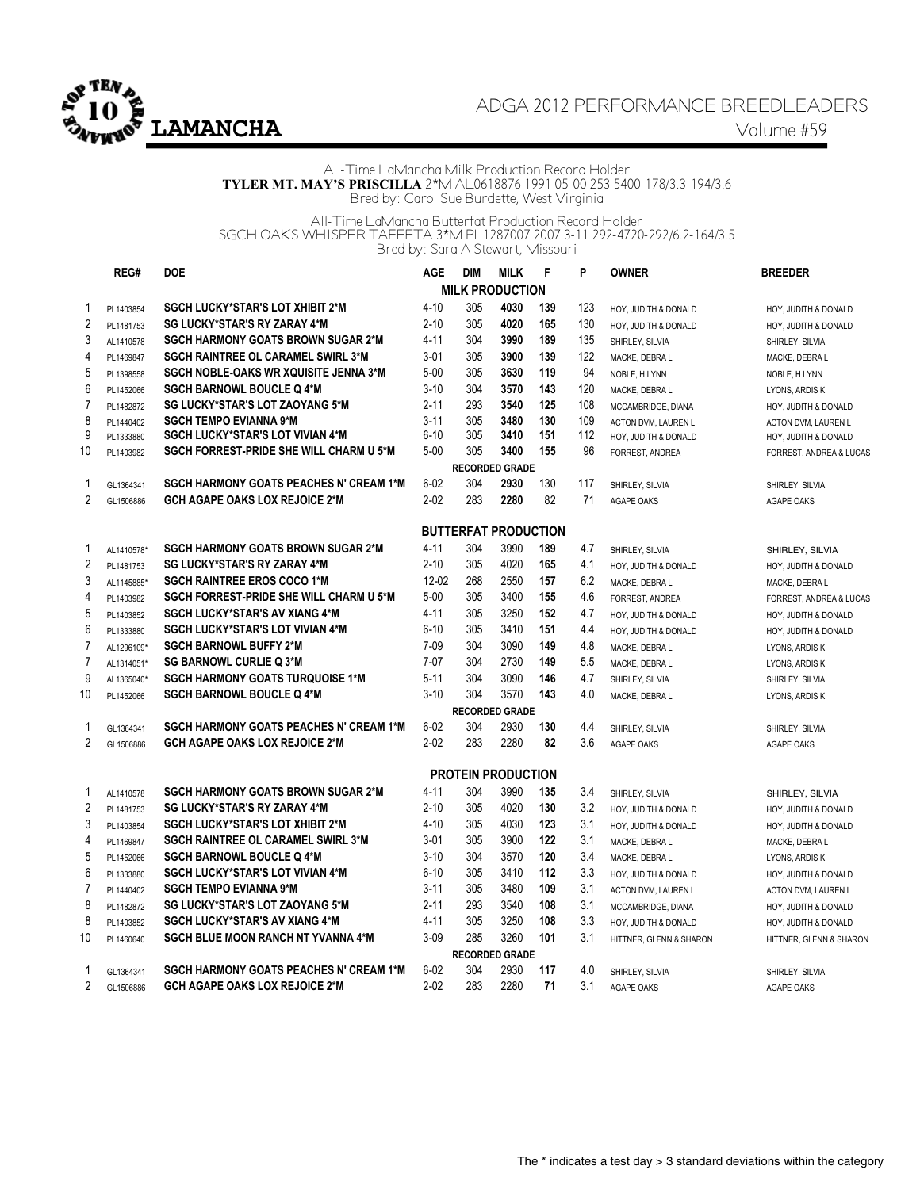# ADGA 2012 PERFORMANCE BREEDLEADERS

## LAMANCHA

Volume #59

All-Time LaMancha Milk Production Record Holder
**TYLER MT. MAY'S PRISCILLA** 2*M AL0618876 1991 05-00 253 5400-178/3.3-194/3.6
Bred by: Carol Sue Burdette, West Virginia

All-Time LaMancha Butterfat Production Record Holder
SGCH OAKS WHISPER TAFFETA 3*M PL1287007 2007 3-11 292-4720-292/6.2-164/3.5
Bred by: Sara A Stewart, Missouri

| | REG# | DOE | AGE | DIM | MILK | F | P | OWNER | BREEDER |
|---|---|---|---|---|---|---|---|---|---|
| | | | | | **MILK PRODUCTION** | | | | |
| 1 | PL1403854 | **SGCH LUCKY*STAR'S LOT XHIBIT 2*M** | 4-10 | 305 | **4030** | **139** | 123 | HOY, JUDITH & DONALD | HOY, JUDITH & DONALD |
| 2 | PL1481753 | **SG LUCKY*STAR'S RY ZARAY 4*M** | 2-10 | 305 | **4020** | **165** | 130 | HOY, JUDITH & DONALD | HOY, JUDITH & DONALD |
| 3 | AL1410578 | **SGCH HARMONY GOATS BROWN SUGAR 2*M** | 4-11 | 304 | **3990** | **189** | 135 | SHIRLEY, SILVIA | SHIRLEY, SILVIA |
| 4 | PL1469847 | **SGCH RAINTREE OL CARAMEL SWIRL 3*M** | 3-01 | 305 | **3900** | **139** | 122 | MACKE, DEBRA L | MACKE, DEBRA L |
| 5 | PL1398558 | **SGCH NOBLE-OAKS WR XQUISITE JENNA 3*M** | 5-00 | 305 | **3630** | **119** | 94 | NOBLE, H LYNN | NOBLE, H LYNN |
| 6 | PL1452066 | **SGCH BARNOWL BOUCLE Q 4*M** | 3-10 | 304 | **3570** | **143** | 120 | MACKE, DEBRA L | LYONS, ARDIS K |
| 7 | PL1482872 | **SG LUCKY*STAR'S LOT ZAOYANG 5*M** | 2-11 | 293 | **3540** | **125** | 108 | MCCAMBRIDGE, DIANA | HOY, JUDITH & DONALD |
| 8 | PL1440402 | **SGCH TEMPO EVIANNA 9*M** | 3-11 | 305 | **3480** | **130** | 109 | ACTON DVM, LAUREN L | ACTON DVM, LAUREN L |
| 9 | PL1333880 | **SGCH LUCKY*STAR'S LOT VIVIAN 4*M** | 6-10 | 305 | **3410** | **151** | 112 | HOY, JUDITH & DONALD | HOY, JUDITH & DONALD |
| 10 | PL1403982 | **SGCH FORREST-PRIDE SHE WILL CHARM U 5*M** | 5-00 | 305 | **3400** | **155** | 96 | FORREST, ANDREA | FORREST, ANDREA & LUCAS |
| | | | | | **RECORDED GRADE** | | | | |
| 1 | GL1364341 | **SGCH HARMONY GOATS PEACHES N' CREAM 1*M** | 6-02 | 304 | **2930** | 130 | 117 | SHIRLEY, SILVIA | SHIRLEY, SILVIA |
| 2 | GL1506886 | **GCH AGAPE OAKS LOX REJOICE 2*M** | 2-02 | 283 | **2280** | 82 | 71 | AGAPE OAKS | AGAPE OAKS |

| | REG# | DOE | AGE | DIM | MILK | F | % | OWNER | BREEDER |
|---|---|---|---|---|---|---|---|---|---|
| | | | | | **BUTTERFAT PRODUCTION** | | | | |
| 1 | AL1410578* | **SGCH HARMONY GOATS BROWN SUGAR 2*M** | 4-11 | 304 | 3990 | **189** | 4.7 | SHIRLEY, SILVIA | SHIRLEY, SILVIA |
| 2 | PL1481753 | **SG LUCKY*STAR'S RY ZARAY 4*M** | 2-10 | 305 | 4020 | **165** | 4.1 | HOY, JUDITH & DONALD | HOY, JUDITH & DONALD |
| 3 | AL1145885* | **SGCH RAINTREE EROS COCO 1*M** | 12-02 | 268 | 2550 | **157** | 6.2 | MACKE, DEBRA L | MACKE, DEBRA L |
| 4 | PL1403982 | **SGCH FORREST-PRIDE SHE WILL CHARM U 5*M** | 5-00 | 305 | 3400 | **155** | 4.6 | FORREST, ANDREA | FORREST, ANDREA & LUCAS |
| 5 | PL1403852 | **SGCH LUCKY*STAR'S AV XIANG 4*M** | 4-11 | 305 | 3250 | **152** | 4.7 | HOY, JUDITH & DONALD | HOY, JUDITH & DONALD |
| 6 | PL1333880 | **SGCH LUCKY*STAR'S LOT VIVIAN 4*M** | 6-10 | 305 | 3410 | **151** | 4.4 | HOY, JUDITH & DONALD | HOY, JUDITH & DONALD |
| 7 | AL1296109* | **SGCH BARNOWL BUFFY 2*M** | 7-09 | 304 | 3090 | **149** | 4.8 | MACKE, DEBRA L | LYONS, ARDIS K |
| 7 | AL1314051* | **SG BARNOWL CURLIE Q 3*M** | 7-07 | 304 | 2730 | **149** | 5.5 | MACKE, DEBRA L | LYONS, ARDIS K |
| 9 | AL1365040* | **SGCH HARMONY GOATS TURQUOISE 1*M** | 5-11 | 304 | 3090 | **146** | 4.7 | SHIRLEY, SILVIA | SHIRLEY, SILVIA |
| 10 | PL1452066 | **SGCH BARNOWL BOUCLE Q 4*M** | 3-10 | 304 | 3570 | **143** | 4.0 | MACKE, DEBRA L | LYONS, ARDIS K |
| | | | | | **RECORDED GRADE** | | | | |
| 1 | GL1364341 | **SGCH HARMONY GOATS PEACHES N' CREAM 1*M** | 6-02 | 304 | 2930 | **130** | 4.4 | SHIRLEY, SILVIA | SHIRLEY, SILVIA |
| 2 | GL1506886 | **GCH AGAPE OAKS LOX REJOICE 2*M** | 2-02 | 283 | 2280 | **82** | 3.6 | AGAPE OAKS | AGAPE OAKS |

| | REG# | DOE | AGE | DIM | MILK | P | % | OWNER | BREEDER |
|---|---|---|---|---|---|---|---|---|---|
| | | | | | **PROTEIN PRODUCTION** | | | | |
| 1 | AL1410578 | **SGCH HARMONY GOATS BROWN SUGAR 2*M** | 4-11 | 304 | 3990 | **135** | 3.4 | SHIRLEY, SILVIA | SHIRLEY, SILVIA |
| 2 | PL1481753 | **SG LUCKY*STAR'S RY ZARAY 4*M** | 2-10 | 305 | 4020 | **130** | 3.2 | HOY, JUDITH & DONALD | HOY, JUDITH & DONALD |
| 3 | PL1403854 | **SGCH LUCKY*STAR'S LOT XHIBIT 2*M** | 4-10 | 305 | 4030 | **123** | 3.1 | HOY, JUDITH & DONALD | HOY, JUDITH & DONALD |
| 4 | PL1469847 | **SGCH RAINTREE OL CARAMEL SWIRL 3*M** | 3-01 | 305 | 3900 | **122** | 3.1 | MACKE, DEBRA L | MACKE, DEBRA L |
| 5 | PL1452066 | **SGCH BARNOWL BOUCLE Q 4*M** | 3-10 | 304 | 3570 | **120** | 3.4 | MACKE, DEBRA L | LYONS, ARDIS K |
| 6 | PL1333880 | **SGCH LUCKY*STAR'S LOT VIVIAN 4*M** | 6-10 | 305 | 3410 | **112** | 3.3 | HOY, JUDITH & DONALD | HOY, JUDITH & DONALD |
| 7 | PL1440402 | **SGCH TEMPO EVIANNA 9*M** | 3-11 | 305 | 3480 | **109** | 3.1 | ACTON DVM, LAUREN L | ACTON DVM, LAUREN L |
| 8 | PL1482872 | **SG LUCKY*STAR'S LOT ZAOYANG 5*M** | 2-11 | 293 | 3540 | **108** | 3.1 | MCCAMBRIDGE, DIANA | HOY, JUDITH & DONALD |
| 8 | PL1403852 | **SGCH LUCKY*STAR'S AV XIANG 4*M** | 4-11 | 305 | 3250 | **108** | 3.3 | HOY, JUDITH & DONALD | HOY, JUDITH & DONALD |
| 10 | PL1460640 | **SGCH BLUE MOON RANCH NT YVANNA 4*M** | 3-09 | 285 | 3260 | **101** | 3.1 | HITTNER, GLENN & SHARON | HITTNER, GLENN & SHARON |
| | | | | | **RECORDED GRADE** | | | | |
| 1 | GL1364341 | **SGCH HARMONY GOATS PEACHES N' CREAM 1*M** | 6-02 | 304 | 2930 | **117** | 4.0 | SHIRLEY, SILVIA | SHIRLEY, SILVIA |
| 2 | GL1506886 | **GCH AGAPE OAKS LOX REJOICE 2*M** | 2-02 | 283 | 2280 | **71** | 3.1 | AGAPE OAKS | AGAPE OAKS |

The * indicates a test day > 3 standard deviations within the category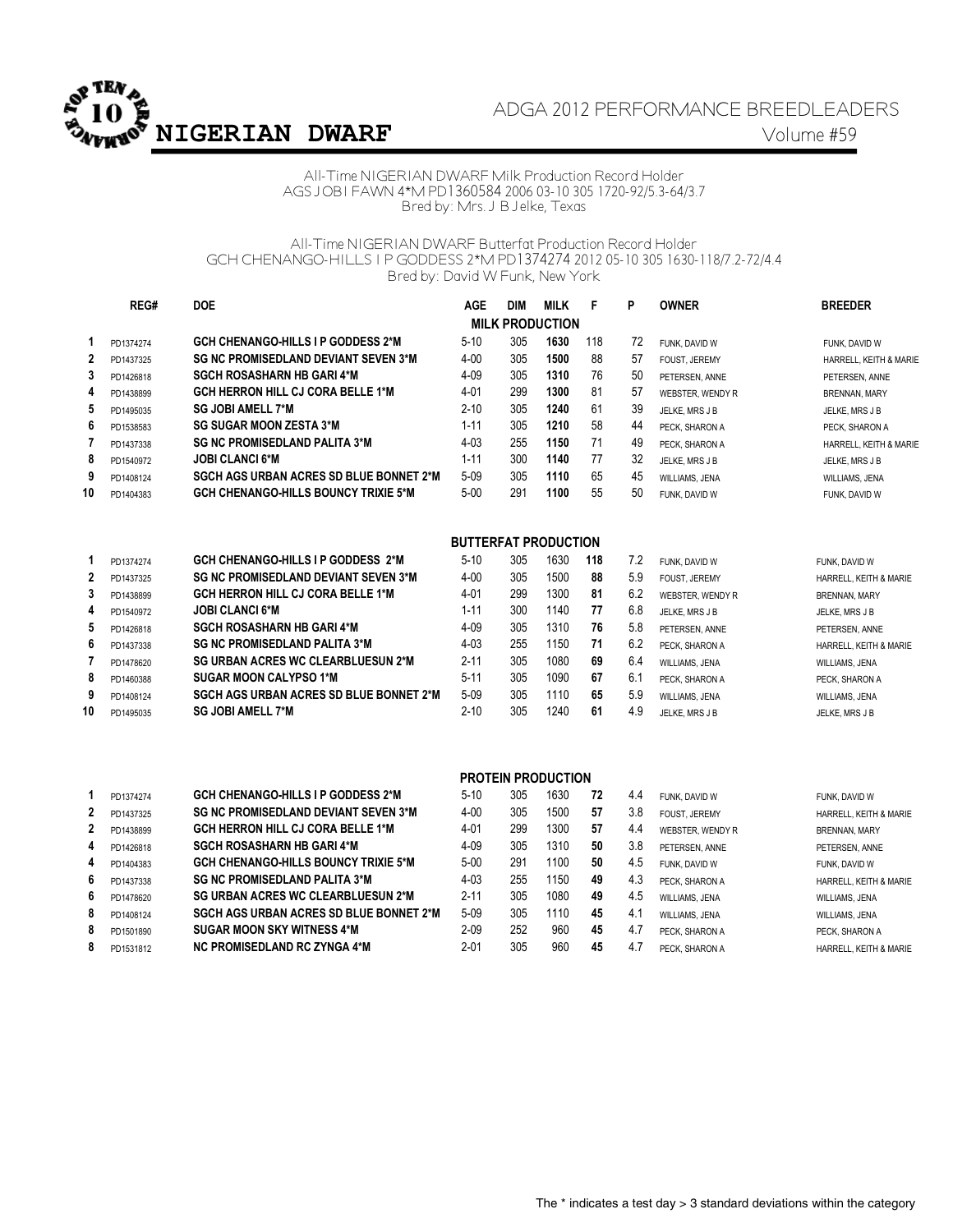# NIGERIAN DWARF

## ADGA 2012 PERFORMANCE BREEDLEADERS

Volume #59

All-Time NIGERIAN DWARF Milk Production Record Holder
AGS JOBI FAWN 4*M PD1360584 2006 03-10 305 1720-92/5.3-64/3.7
Bred by: Mrs. J B Jelke, Texas

All-Time NIGERIAN DWARF Butterfat Production Record Holder
GCH CHENANGO-HILLS I P GODDESS 2*M PD1374274 2012 05-10 305 1630-118/7.2-72/4.4
Bred by: David W Funk, New York

### MILK PRODUCTION

| | REG# | DOE | AGE | DIM | MILK | F | P | OWNER | BREEDER |
|---|---|---|---|---|---|---|---|---|---|
| 1 | PD1374274 | GCH CHENANGO-HILLS I P GODDESS 2*M | 5-10 | 305 | **1630** | 118 | 72 | FUNK, DAVID W | FUNK, DAVID W |
| 2 | PD1437325 | SG NC PROMISEDLAND DEVIANT SEVEN 3*M | 4-00 | 305 | **1500** | 88 | 57 | FOUST, JEREMY | HARRELL, KEITH & MARIE |
| 3 | PD1426818 | SGCH ROSASHARN HB GARI 4*M | 4-09 | 305 | **1310** | 76 | 50 | PETERSEN, ANNE | PETERSEN, ANNE |
| 4 | PD1438899 | GCH HERRON HILL CJ CORA BELLE 1*M | 4-01 | 299 | **1300** | 81 | 57 | WEBSTER, WENDY R | BRENNAN, MARY |
| 5 | PD1495035 | SG JOBI AMELL 7*M | 2-10 | 305 | **1240** | 61 | 39 | JELKE, MRS J B | JELKE, MRS J B |
| 6 | PD1538583 | SG SUGAR MOON ZESTA 3*M | 1-11 | 305 | **1210** | 58 | 44 | PECK, SHARON A | PECK, SHARON A |
| 7 | PD1437338 | SG NC PROMISEDLAND PALITA 3*M | 4-03 | 255 | **1150** | 71 | 49 | PECK, SHARON A | HARRELL, KEITH & MARIE |
| 8 | PD1540972 | JOBI CLANCI 6*M | 1-11 | 300 | **1140** | 77 | 32 | JELKE, MRS J B | JELKE, MRS J B |
| 9 | PD1408124 | SGCH AGS URBAN ACRES SD BLUE BONNET 2*M | 5-09 | 305 | **1110** | 65 | 45 | WILLIAMS, JENA | WILLIAMS, JENA |
| 10 | PD1404383 | GCH CHENANGO-HILLS BOUNCY TRIXIE 5*M | 5-00 | 291 | **1100** | 55 | 50 | FUNK, DAVID W | FUNK, DAVID W |

### BUTTERFAT PRODUCTION

| | REG# | DOE | AGE | DIM | MILK | F | % | OWNER | BREEDER |
|---|---|---|---|---|---|---|---|---|---|
| 1 | PD1374274 | GCH CHENANGO-HILLS I P GODDESS 2*M | 5-10 | 305 | 1630 | **118** | 7.2 | FUNK, DAVID W | FUNK, DAVID W |
| 2 | PD1437325 | SG NC PROMISEDLAND DEVIANT SEVEN 3*M | 4-00 | 305 | 1500 | **88** | 5.9 | FOUST, JEREMY | HARRELL, KEITH & MARIE |
| 3 | PD1438899 | GCH HERRON HILL CJ CORA BELLE 1*M | 4-01 | 299 | 1300 | **81** | 6.2 | WEBSTER, WENDY R | BRENNAN, MARY |
| 4 | PD1540972 | JOBI CLANCI 6*M | 1-11 | 300 | 1140 | **77** | 6.8 | JELKE, MRS J B | JELKE, MRS J B |
| 5 | PD1426818 | SGCH ROSASHARN HB GARI 4*M | 4-09 | 305 | 1310 | **76** | 5.8 | PETERSEN, ANNE | PETERSEN, ANNE |
| 6 | PD1437338 | SG NC PROMISEDLAND PALITA 3*M | 4-03 | 255 | 1150 | **71** | 6.2 | PECK, SHARON A | HARRELL, KEITH & MARIE |
| 7 | PD1478620 | SG URBAN ACRES WC CLEARBLUESUN 2*M | 2-11 | 305 | 1080 | **69** | 6.4 | WILLIAMS, JENA | WILLIAMS, JENA |
| 8 | PD1460388 | SUGAR MOON CALYPSO 1*M | 5-11 | 305 | 1090 | **67** | 6.1 | PECK, SHARON A | PECK, SHARON A |
| 9 | PD1408124 | SGCH AGS URBAN ACRES SD BLUE BONNET 2*M | 5-09 | 305 | 1110 | **65** | 5.9 | WILLIAMS, JENA | WILLIAMS, JENA |
| 10 | PD1495035 | SG JOBI AMELL 7*M | 2-10 | 305 | 1240 | **61** | 4.9 | JELKE, MRS J B | JELKE, MRS J B |

### PROTEIN PRODUCTION

| | REG# | DOE | AGE | DIM | MILK | P | % | OWNER | BREEDER |
|---|---|---|---|---|---|---|---|---|---|
| 1 | PD1374274 | GCH CHENANGO-HILLS I P GODDESS 2*M | 5-10 | 305 | 1630 | **72** | 4.4 | FUNK, DAVID W | FUNK, DAVID W |
| 2 | PD1437325 | SG NC PROMISEDLAND DEVIANT SEVEN 3*M | 4-00 | 305 | 1500 | **57** | 3.8 | FOUST, JEREMY | HARRELL, KEITH & MARIE |
| 2 | PD1438899 | GCH HERRON HILL CJ CORA BELLE 1*M | 4-01 | 299 | 1300 | **57** | 4.4 | WEBSTER, WENDY R | BRENNAN, MARY |
| 4 | PD1426818 | SGCH ROSASHARN HB GARI 4*M | 4-09 | 305 | 1310 | **50** | 3.8 | PETERSEN, ANNE | PETERSEN, ANNE |
| 4 | PD1404383 | GCH CHENANGO-HILLS BOUNCY TRIXIE 5*M | 5-00 | 291 | 1100 | **50** | 4.5 | FUNK, DAVID W | FUNK, DAVID W |
| 6 | PD1437338 | SG NC PROMISEDLAND PALITA 3*M | 4-03 | 255 | 1150 | **49** | 4.3 | PECK, SHARON A | HARRELL, KEITH & MARIE |
| 6 | PD1478620 | SG URBAN ACRES WC CLEARBLUESUN 2*M | 2-11 | 305 | 1080 | **49** | 4.5 | WILLIAMS, JENA | WILLIAMS, JENA |
| 8 | PD1408124 | SGCH AGS URBAN ACRES SD BLUE BONNET 2*M | 5-09 | 305 | 1110 | **45** | 4.1 | WILLIAMS, JENA | WILLIAMS, JENA |
| 8 | PD1501890 | SUGAR MOON SKY WITNESS 4*M | 2-09 | 252 | 960 | **45** | 4.7 | PECK, SHARON A | PECK, SHARON A |
| 8 | PD1531812 | NC PROMISEDLAND RC ZYNGA 4*M | 2-01 | 305 | 960 | **45** | 4.7 | PECK, SHARON A | HARRELL, KEITH & MARIE |

The * indicates a test day > 3 standard deviations within the category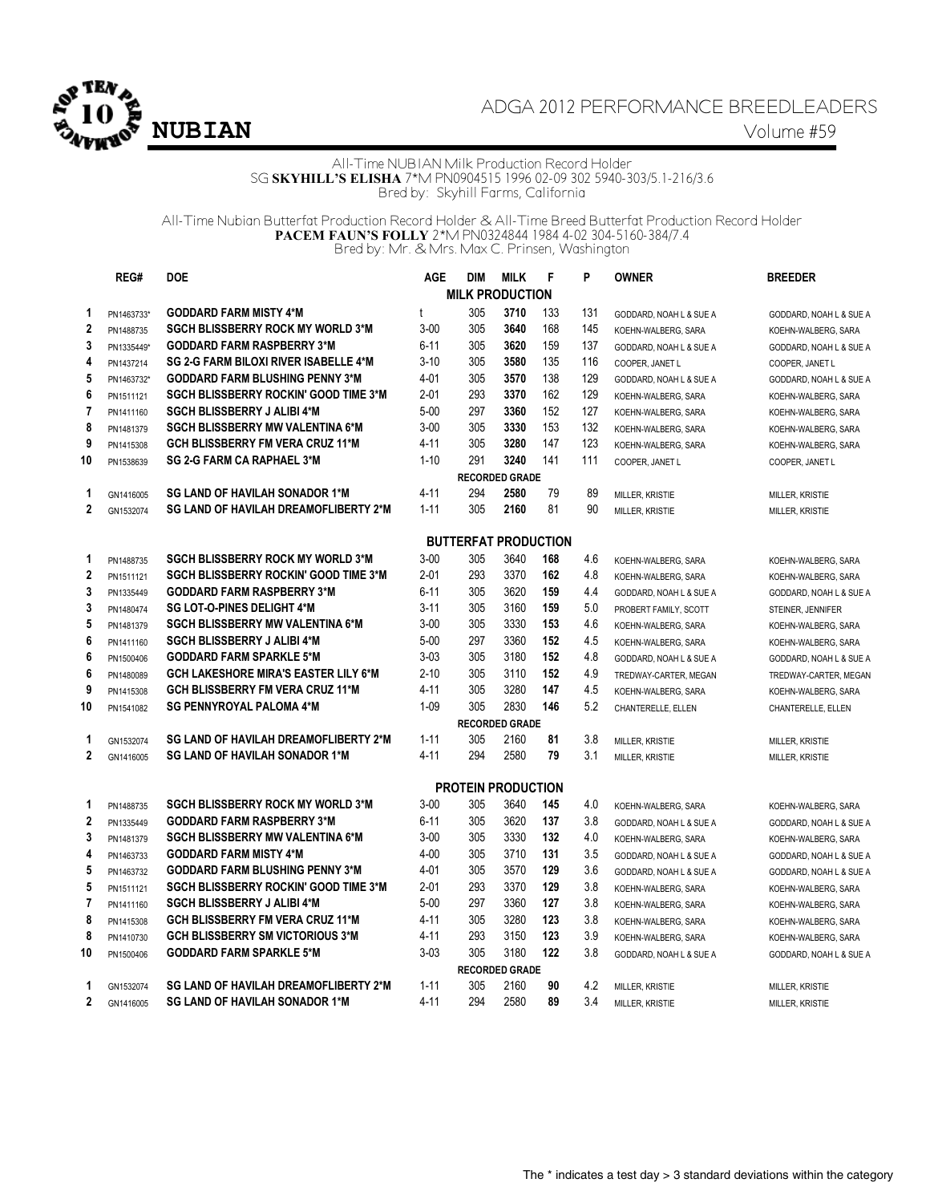# ADGA 2012 PERFORMANCE BREEDLEADERS

## NUBIAN

Volume #59

All-Time NUBIAN Milk Production Record Holder
SG **SKYHILL'S ELISHA** 7*M PN0904515 1996 02-09 302 5940-303/5.1-216/3.6
Bred by: Skyhill Farms, California

All-Time Nubian Butterfat Production Record Holder & All-Time Breed Butterfat Production Record Holder
**PACEM FAUN'S FOLLY** 2*M PN0324844 1984 4-02 304-5160-384/7.4
Bred by: Mr. & Mrs. Max C. Prinsen, Washington

### MILK PRODUCTION

| | REG# | DOE | AGE | DIM | MILK | F | P | OWNER | BREEDER |
|---|---|---|---|---|---|---|---|---|---|
| 1 | PN1463733* | **GODDARD FARM MISTY 4*M** | t | 305 | **3710** | 133 | 131 | GODDARD, NOAH L & SUE A | GODDARD, NOAH L & SUE A |
| 2 | PN1488735 | **SGCH BLISSBERRY ROCK MY WORLD 3*M** | 3-00 | 305 | **3640** | 168 | 145 | KOEHN-WALBERG, SARA | KOEHN-WALBERG, SARA |
| 3 | PN1335449* | **GODDARD FARM RASPBERRY 3*M** | 6-11 | 305 | **3620** | 159 | 137 | GODDARD, NOAH L & SUE A | GODDARD, NOAH L & SUE A |
| 4 | PN1437214 | **SG 2-G FARM BILOXI RIVER ISABELLE 4*M** | 3-10 | 305 | **3580** | 135 | 116 | COOPER, JANET L | COOPER, JANET L |
| 5 | PN1463732* | **GODDARD FARM BLUSHING PENNY 3*M** | 4-01 | 305 | **3570** | 138 | 129 | GODDARD, NOAH L & SUE A | GODDARD, NOAH L & SUE A |
| 6 | PN1511121 | **SGCH BLISSBERRY ROCKIN' GOOD TIME 3*M** | 2-01 | 293 | **3370** | 162 | 129 | KOEHN-WALBERG, SARA | KOEHN-WALBERG, SARA |
| 7 | PN1411160 | **SGCH BLISSBERRY J ALIBI 4*M** | 5-00 | 297 | **3360** | 152 | 127 | KOEHN-WALBERG, SARA | KOEHN-WALBERG, SARA |
| 8 | PN1481379 | **SGCH BLISSBERRY MW VALENTINA 6*M** | 3-00 | 305 | **3330** | 153 | 132 | KOEHN-WALBERG, SARA | KOEHN-WALBERG, SARA |
| 9 | PN1415308 | **GCH BLISSBERRY FM VERA CRUZ 11*M** | 4-11 | 305 | **3280** | 147 | 123 | KOEHN-WALBERG, SARA | KOEHN-WALBERG, SARA |
| 10 | PN1538639 | **SG 2-G FARM CA RAPHAEL 3*M** | 1-10 | 291 | **3240** | 141 | 111 | COOPER, JANET L | COOPER, JANET L |
| | | **RECORDED GRADE** | | | | | | | |
| 1 | GN1416005 | **SG LAND OF HAVILAH SONADOR 1*M** | 4-11 | 294 | **2580** | 79 | 89 | MILLER, KRISTIE | MILLER, KRISTIE |
| 2 | GN1532074 | **SG LAND OF HAVILAH DREAMOFLIBERTY 2*M** | 1-11 | 305 | **2160** | 81 | 90 | MILLER, KRISTIE | MILLER, KRISTIE |

### BUTTERFAT PRODUCTION

| | REG# | DOE | AGE | DIM | MILK | F | % | OWNER | BREEDER |
|---|---|---|---|---|---|---|---|---|---|
| 1 | PN1488735 | **SGCH BLISSBERRY ROCK MY WORLD 3*M** | 3-00 | 305 | 3640 | **168** | 4.6 | KOEHN-WALBERG, SARA | KOEHN-WALBERG, SARA |
| 2 | PN1511121 | **SGCH BLISSBERRY ROCKIN' GOOD TIME 3*M** | 2-01 | 293 | 3370 | **162** | 4.8 | KOEHN-WALBERG, SARA | KOEHN-WALBERG, SARA |
| 3 | PN1335449 | **GODDARD FARM RASPBERRY 3*M** | 6-11 | 305 | 3620 | **159** | 4.4 | GODDARD, NOAH L & SUE A | GODDARD, NOAH L & SUE A |
| 3 | PN1480474 | **SG LOT-O-PINES DELIGHT 4*M** | 3-11 | 305 | 3160 | **159** | 5.0 | PROBERT FAMILY, SCOTT | STEINER, JENNIFER |
| 5 | PN1481379 | **SGCH BLISSBERRY MW VALENTINA 6*M** | 3-00 | 305 | 3330 | **153** | 4.6 | KOEHN-WALBERG, SARA | KOEHN-WALBERG, SARA |
| 6 | PN1411160 | **SGCH BLISSBERRY J ALIBI 4*M** | 5-00 | 297 | 3360 | **152** | 4.5 | KOEHN-WALBERG, SARA | KOEHN-WALBERG, SARA |
| 6 | PN1500406 | **GODDARD FARM SPARKLE 5*M** | 3-03 | 305 | 3180 | **152** | 4.8 | GODDARD, NOAH L & SUE A | GODDARD, NOAH L & SUE A |
| 6 | PN1480089 | **GCH LAKESHORE MIRA'S EASTER LILY 6*M** | 2-10 | 305 | 3110 | **152** | 4.9 | TREDWAY-CARTER, MEGAN | TREDWAY-CARTER, MEGAN |
| 9 | PN1415308 | **GCH BLISSBERRY FM VERA CRUZ 11*M** | 4-11 | 305 | 3280 | **147** | 4.5 | KOEHN-WALBERG, SARA | KOEHN-WALBERG, SARA |
| 10 | PN1541082 | **SG PENNYROYAL PALOMA 4*M** | 1-09 | 305 | 2830 | **146** | 5.2 | CHANTERELLE, ELLEN | CHANTERELLE, ELLEN |
| | | **RECORDED GRADE** | | | | | | | |
| 1 | GN1532074 | **SG LAND OF HAVILAH DREAMOFLIBERTY 2*M** | 1-11 | 305 | 2160 | **81** | 3.8 | MILLER, KRISTIE | MILLER, KRISTIE |
| 2 | GN1416005 | **SG LAND OF HAVILAH SONADOR 1*M** | 4-11 | 294 | 2580 | **79** | 3.1 | MILLER, KRISTIE | MILLER, KRISTIE |

### PROTEIN PRODUCTION

| | REG# | DOE | AGE | DIM | MILK | P | % | OWNER | BREEDER |
|---|---|---|---|---|---|---|---|---|---|
| 1 | PN1488735 | **SGCH BLISSBERRY ROCK MY WORLD 3*M** | 3-00 | 305 | 3640 | **145** | 4.0 | KOEHN-WALBERG, SARA | KOEHN-WALBERG, SARA |
| 2 | PN1335449 | **GODDARD FARM RASPBERRY 3*M** | 6-11 | 305 | 3620 | **137** | 3.8 | GODDARD, NOAH L & SUE A | GODDARD, NOAH L & SUE A |
| 3 | PN1481379 | **SGCH BLISSBERRY MW VALENTINA 6*M** | 3-00 | 305 | 3330 | **132** | 4.0 | KOEHN-WALBERG, SARA | KOEHN-WALBERG, SARA |
| 4 | PN1463733 | **GODDARD FARM MISTY 4*M** | 4-00 | 305 | 3710 | **131** | 3.5 | GODDARD, NOAH L & SUE A | GODDARD, NOAH L & SUE A |
| 5 | PN1463732 | **GODDARD FARM BLUSHING PENNY 3*M** | 4-01 | 305 | 3570 | **129** | 3.6 | GODDARD, NOAH L & SUE A | GODDARD, NOAH L & SUE A |
| 5 | PN1511121 | **SGCH BLISSBERRY ROCKIN' GOOD TIME 3*M** | 2-01 | 293 | 3370 | **129** | 3.8 | KOEHN-WALBERG, SARA | KOEHN-WALBERG, SARA |
| 7 | PN1411160 | **SGCH BLISSBERRY J ALIBI 4*M** | 5-00 | 297 | 3360 | **127** | 3.8 | KOEHN-WALBERG, SARA | KOEHN-WALBERG, SARA |
| 8 | PN1415308 | **GCH BLISSBERRY FM VERA CRUZ 11*M** | 4-11 | 305 | 3280 | **123** | 3.8 | KOEHN-WALBERG, SARA | KOEHN-WALBERG, SARA |
| 8 | PN1410730 | **GCH BLISSBERRY SM VICTORIOUS 3*M** | 4-11 | 293 | 3150 | **123** | 3.9 | KOEHN-WALBERG, SARA | KOEHN-WALBERG, SARA |
| 10 | PN1500406 | **GODDARD FARM SPARKLE 5*M** | 3-03 | 305 | 3180 | **122** | 3.8 | GODDARD, NOAH L & SUE A | GODDARD, NOAH L & SUE A |
| | | **RECORDED GRADE** | | | | | | | |
| 1 | GN1532074 | **SG LAND OF HAVILAH DREAMOFLIBERTY 2*M** | 1-11 | 305 | 2160 | **90** | 4.2 | MILLER, KRISTIE | MILLER, KRISTIE |
| 2 | GN1416005 | **SG LAND OF HAVILAH SONADOR 1*M** | 4-11 | 294 | 2580 | **89** | 3.4 | MILLER, KRISTIE | MILLER, KRISTIE |

The * indicates a test day > 3 standard deviations within the category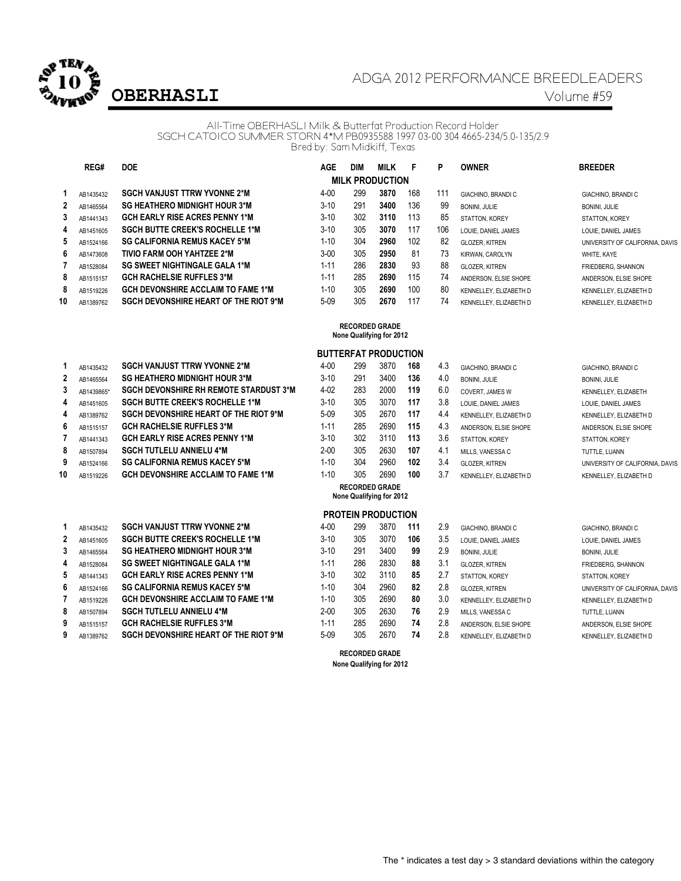# ADGA 2012 PERFORMANCE BREEDLEADERS

## OBERHASLI

Volume #59

All-Time OBERHASLI Milk & Butterfat Production Record Holder
SGCH CATOICO SUMMER STORN 4*M PB0935588 1997 03-00 304 4665-234/5.0-135/2.9
Bred by: Sam Midkiff, Texas

### MILK PRODUCTION

| | REG# | DOE | AGE | DIM | MILK | F | P | OWNER | BREEDER |
|---|---|---|---|---|---|---|---|---|---|
| 1 | AB1435432 | **SGCH VANJUST TTRW YVONNE 2*M** | 4-00 | 299 | **3870** | 168 | 111 | GIACHINO, BRANDI C | GIACHINO, BRANDI C |
| 2 | AB1465564 | **SG HEATHERO MIDNIGHT HOUR 3*M** | 3-10 | 291 | **3400** | 136 | 99 | BONINI, JULIE | BONINI, JULIE |
| 3 | AB1441343 | **GCH EARLY RISE ACRES PENNY 1*M** | 3-10 | 302 | **3110** | 113 | 85 | STATTON, KOREY | STATTON, KOREY |
| 4 | AB1451605 | **SGCH BUTTE CREEK'S ROCHELLE 1*M** | 3-10 | 305 | **3070** | 117 | 106 | LOUIE, DANIEL JAMES | LOUIE, DANIEL JAMES |
| 5 | AB1524166 | **SG CALIFORNIA REMUS KACEY 5*M** | 1-10 | 304 | **2960** | 102 | 82 | GLOZER, KITREN | UNIVERSITY OF CALIFORNIA, DAVIS |
| 6 | AB1473608 | **TIVIO FARM OOH YAHTZEE 2*M** | 3-00 | 305 | **2950** | 81 | 73 | KIRWAN, CAROLYN | WHITE, KAYE |
| 7 | AB1528084 | **SG SWEET NIGHTINGALE GALA 1*M** | 1-11 | 286 | **2830** | 93 | 88 | GLOZER, KITREN | FRIEDBERG, SHANNON |
| 8 | AB1515157 | **GCH RACHELSIE RUFFLES 3*M** | 1-11 | 285 | **2690** | 115 | 74 | ANDERSON, ELSIE SHOPE | ANDERSON, ELSIE SHOPE |
| 8 | AB1519226 | **GCH DEVONSHIRE ACCLAIM TO FAME 1*M** | 1-10 | 305 | **2690** | 100 | 80 | KENNELLEY, ELIZABETH D | KENNELLEY, ELIZABETH D |
| 10 | AB1389762 | **SGCH DEVONSHIRE HEART OF THE RIOT 9*M** | 5-09 | 305 | **2670** | 117 | 74 | KENNELLEY, ELIZABETH D | KENNELLEY, ELIZABETH D |

**RECORDED GRADE**
**None Qualifying for 2012**

### BUTTERFAT PRODUCTION

| | REG# | DOE | AGE | DIM | MILK | F | % | OWNER | BREEDER |
|---|---|---|---|---|---|---|---|---|---|
| 1 | AB1435432 | **SGCH VANJUST TTRW YVONNE 2*M** | 4-00 | 299 | 3870 | **168** | 4.3 | GIACHINO, BRANDI C | GIACHINO, BRANDI C |
| 2 | AB1465564 | **SG HEATHERO MIDNIGHT HOUR 3*M** | 3-10 | 291 | 3400 | **136** | 4.0 | BONINI, JULIE | BONINI, JULIE |
| 3 | AB1439865* | **SGCH DEVONSHIRE RH REMOTE STARDUST 3*M** | 4-02 | 283 | 2000 | **119** | 6.0 | COVERT, JAMES W | KENNELLEY, ELIZABETH |
| 4 | AB1451605 | **SGCH BUTTE CREEK'S ROCHELLE 1*M** | 3-10 | 305 | 3070 | **117** | 3.8 | LOUIE, DANIEL JAMES | LOUIE, DANIEL JAMES |
| 4 | AB1389762 | **SGCH DEVONSHIRE HEART OF THE RIOT 9*M** | 5-09 | 305 | 2670 | **117** | 4.4 | KENNELLEY, ELIZABETH D | KENNELLEY, ELIZABETH D |
| 6 | AB1515157 | **GCH RACHELSIE RUFFLES 3*M** | 1-11 | 285 | 2690 | **115** | 4.3 | ANDERSON, ELSIE SHOPE | ANDERSON, ELSIE SHOPE |
| 7 | AB1441343 | **GCH EARLY RISE ACRES PENNY 1*M** | 3-10 | 302 | 3110 | **113** | 3.6 | STATTON, KOREY | STATTON, KOREY |
| 8 | AB1507894 | **SGCH TUTLELU ANNIELU 4*M** | 2-00 | 305 | 2630 | **107** | 4.1 | MILLS, VANESSA C | TUTTLE, LUANN |
| 9 | AB1524166 | **SG CALIFORNIA REMUS KACEY 5*M** | 1-10 | 304 | 2960 | **102** | 3.4 | GLOZER, KITREN | UNIVERSITY OF CALIFORNIA, DAVIS |
| 10 | AB1519226 | **GCH DEVONSHIRE ACCLAIM TO FAME 1*M** | 1-10 | 305 | 2690 | **100** | 3.7 | KENNELLEY, ELIZABETH D | KENNELLEY, ELIZABETH D |

**RECORDED GRADE**
**None Qualifying for 2012**

### PROTEIN PRODUCTION

| | REG# | DOE | AGE | DIM | MILK | P | % | OWNER | BREEDER |
|---|---|---|---|---|---|---|---|---|---|
| 1 | AB1435432 | **SGCH VANJUST TTRW YVONNE 2*M** | 4-00 | 299 | 3870 | **111** | 2.9 | GIACHINO, BRANDI C | GIACHINO, BRANDI C |
| 2 | AB1451605 | **SGCH BUTTE CREEK'S ROCHELLE 1*M** | 3-10 | 305 | 3070 | **106** | 3.5 | LOUIE, DANIEL JAMES | LOUIE, DANIEL JAMES |
| 3 | AB1465564 | **SG HEATHERO MIDNIGHT HOUR 3*M** | 3-10 | 291 | 3400 | **99** | 2.9 | BONINI, JULIE | BONINI, JULIE |
| 4 | AB1528084 | **SG SWEET NIGHTINGALE GALA 1*M** | 1-11 | 286 | 2830 | **88** | 3.1 | GLOZER, KITREN | FRIEDBERG, SHANNON |
| 5 | AB1441343 | **GCH EARLY RISE ACRES PENNY 1*M** | 3-10 | 302 | 3110 | **85** | 2.7 | STATTON, KOREY | STATTON, KOREY |
| 6 | AB1524166 | **SG CALIFORNIA REMUS KACEY 5*M** | 1-10 | 304 | 2960 | **82** | 2.8 | GLOZER, KITREN | UNIVERSITY OF CALIFORNIA, DAVIS |
| 7 | AB1519226 | **GCH DEVONSHIRE ACCLAIM TO FAME 1*M** | 1-10 | 305 | 2690 | **80** | 3.0 | KENNELLEY, ELIZABETH D | KENNELLEY, ELIZABETH D |
| 8 | AB1507894 | **SGCH TUTLELU ANNIELU 4*M** | 2-00 | 305 | 2630 | **76** | 2.9 | MILLS, VANESSA C | TUTTLE, LUANN |
| 9 | AB1515157 | **GCH RACHELSIE RUFFLES 3*M** | 1-11 | 285 | 2690 | **74** | 2.8 | ANDERSON, ELSIE SHOPE | ANDERSON, ELSIE SHOPE |
| 9 | AB1389762 | **SGCH DEVONSHIRE HEART OF THE RIOT 9*M** | 5-09 | 305 | 2670 | **74** | 2.8 | KENNELLEY, ELIZABETH D | KENNELLEY, ELIZABETH D |

**RECORDED GRADE**
**None Qualifying for 2012**

The * indicates a test day > 3 standard deviations within the category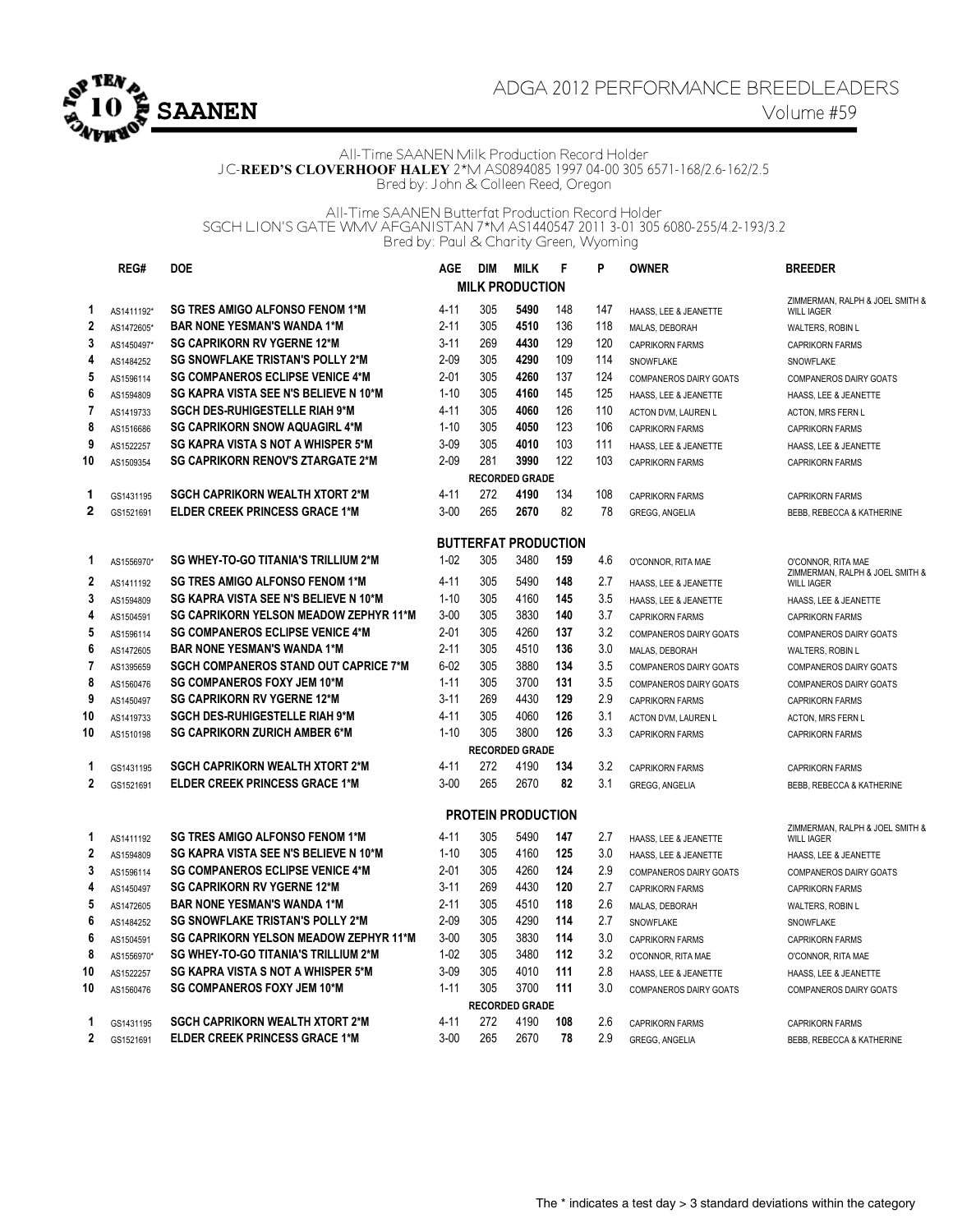# ADGA 2012 PERFORMANCE BREEDLEADERS

Volume #59

## SAANEN

All-Time SAANEN Milk Production Record Holder
JC-**REED'S CLOVERHOOF HALEY** 2*M AS0894085 1997 04-00 305 6571-168/2.6-162/2.5
Bred by: John & Colleen Reed, Oregon

All-Time SAANEN Butterfat Production Record Holder
SGCH LION'S GATE WMV AFGANISTAN 7*M AS1440547 2011 3-01 305 6080-255/4.2-193/3.2
Bred by: Paul & Charity Green, Wyoming

| | REG# | DOE | AGE | DIM | MILK | F | P | OWNER | BREEDER |
|---|---|---|---|---|---|---|---|---|---|
| | | | | | **MILK PRODUCTION** | | | | |
| 1 | AS1411192* | **SG TRES AMIGO ALFONSO FENOM 1*M** | 4-11 | 305 | **5490** | 148 | 147 | HAASS, LEE & JEANETTE | ZIMMERMAN, RALPH & JOEL SMITH & WILL IAGER |
| 2 | AS1472605* | **BAR NONE YESMAN'S WANDA 1*M** | 2-11 | 305 | **4510** | 136 | 118 | MALAS, DEBORAH | WALTERS, ROBIN L |
| 3 | AS1450497* | **SG CAPRIKORN RV YGERNE 12*M** | 3-11 | 269 | **4430** | 129 | 120 | CAPRIKORN FARMS | CAPRIKORN FARMS |
| 4 | AS1484252 | **SG SNOWFLAKE TRISTAN'S POLLY 2*M** | 2-09 | 305 | **4290** | 109 | 114 | SNOWFLAKE | SNOWFLAKE |
| 5 | AS1596114 | **SG COMPANEROS ECLIPSE VENICE 4*M** | 2-01 | 305 | **4260** | 137 | 124 | COMPANEROS DAIRY GOATS | COMPANEROS DAIRY GOATS |
| 6 | AS1594809 | **SG KAPRA VISTA SEE N'S BELIEVE N 10*M** | 1-10 | 305 | **4160** | 145 | 125 | HAASS, LEE & JEANETTE | HAASS, LEE & JEANETTE |
| 7 | AS1419733 | **SGCH DES-RUHIGESTELLE RIAH 9*M** | 4-11 | 305 | **4060** | 126 | 110 | ACTON DVM, LAUREN L | ACTON, MRS FERN L |
| 8 | AS1516686 | **SG CAPRIKORN SNOW AQUAGIRL 4*M** | 1-10 | 305 | **4050** | 123 | 106 | CAPRIKORN FARMS | CAPRIKORN FARMS |
| 9 | AS1522257 | **SG KAPRA VISTA S NOT A WHISPER 5*M** | 3-09 | 305 | **4010** | 103 | 111 | HAASS, LEE & JEANETTE | HAASS, LEE & JEANETTE |
| 10 | AS1509354 | **SG CAPRIKORN RENOV'S ZTARGATE 2*M** | 2-09 | 281 | **3990** | 122 | 103 | CAPRIKORN FARMS | CAPRIKORN FARMS |
| | | | | | **RECORDED GRADE** | | | | |
| 1 | GS1431195 | **SGCH CAPRIKORN WEALTH XTORT 2*M** | 4-11 | 272 | **4190** | 134 | 108 | CAPRIKORN FARMS | CAPRIKORN FARMS |
| 2 | GS1521691 | **ELDER CREEK PRINCESS GRACE 1*M** | 3-00 | 265 | **2670** | 82 | 78 | GREGG, ANGELIA | BEBB, REBECCA & KATHERINE |
| | | | | | **BUTTERFAT PRODUCTION** | | | | |
| 1 | AS1556970* | **SG WHEY-TO-GO TITANIA'S TRILLIUM 2*M** | 1-02 | 305 | 3480 | **159** | 4.6 | O'CONNOR, RITA MAE | O'CONNOR, RITA MAE |
| 2 | AS1411192 | **SG TRES AMIGO ALFONSO FENOM 1*M** | 4-11 | 305 | 5490 | **148** | 2.7 | HAASS, LEE & JEANETTE | ZIMMERMAN, RALPH & JOEL SMITH & WILL IAGER |
| 3 | AS1594809 | **SG KAPRA VISTA SEE N'S BELIEVE N 10*M** | 1-10 | 305 | 4160 | **145** | 3.5 | HAASS, LEE & JEANETTE | HAASS, LEE & JEANETTE |
| 4 | AS1504591 | **SG CAPRIKORN YELSON MEADOW ZEPHYR 11*M** | 3-00 | 305 | 3830 | **140** | 3.7 | CAPRIKORN FARMS | CAPRIKORN FARMS |
| 5 | AS1596114 | **SG COMPANEROS ECLIPSE VENICE 4*M** | 2-01 | 305 | 4260 | **137** | 3.2 | COMPANEROS DAIRY GOATS | COMPANEROS DAIRY GOATS |
| 6 | AS1472605 | **BAR NONE YESMAN'S WANDA 1*M** | 2-11 | 305 | 4510 | **136** | 3.0 | MALAS, DEBORAH | WALTERS, ROBIN L |
| 7 | AS1395659 | **SGCH COMPANEROS STAND OUT CAPRICE 7*M** | 6-02 | 305 | 3880 | **134** | 3.5 | COMPANEROS DAIRY GOATS | COMPANEROS DAIRY GOATS |
| 8 | AS1560476 | **SG COMPANEROS FOXY JEM 10*M** | 1-11 | 305 | 3700 | **131** | 3.5 | COMPANEROS DAIRY GOATS | COMPANEROS DAIRY GOATS |
| 9 | AS1450497 | **SG CAPRIKORN RV YGERNE 12*M** | 3-11 | 269 | 4430 | **129** | 2.9 | CAPRIKORN FARMS | CAPRIKORN FARMS |
| 10 | AS1419733 | **SGCH DES-RUHIGESTELLE RIAH 9*M** | 4-11 | 305 | 4060 | **126** | 3.1 | ACTON DVM, LAUREN L | ACTON, MRS FERN L |
| 10 | AS1510198 | **SG CAPRIKORN ZURICH AMBER 6*M** | 1-10 | 305 | 3800 | **126** | 3.3 | CAPRIKORN FARMS | CAPRIKORN FARMS |
| | | | | | **RECORDED GRADE** | | | | |
| 1 | GS1431195 | **SGCH CAPRIKORN WEALTH XTORT 2*M** | 4-11 | 272 | 4190 | **134** | 3.2 | CAPRIKORN FARMS | CAPRIKORN FARMS |
| 2 | GS1521691 | **ELDER CREEK PRINCESS GRACE 1*M** | 3-00 | 265 | 2670 | **82** | 3.1 | GREGG, ANGELIA | BEBB, REBECCA & KATHERINE |
| | | | | | **PROTEIN PRODUCTION** | | | | |
| 1 | AS1411192 | **SG TRES AMIGO ALFONSO FENOM 1*M** | 4-11 | 305 | 5490 | **147** | 2.7 | HAASS, LEE & JEANETTE | ZIMMERMAN, RALPH & JOEL SMITH & WILL IAGER |
| 2 | AS1594809 | **SG KAPRA VISTA SEE N'S BELIEVE N 10*M** | 1-10 | 305 | 4160 | **125** | 3.0 | HAASS, LEE & JEANETTE | HAASS, LEE & JEANETTE |
| 3 | AS1596114 | **SG COMPANEROS ECLIPSE VENICE 4*M** | 2-01 | 305 | 4260 | **124** | 2.9 | COMPANEROS DAIRY GOATS | COMPANEROS DAIRY GOATS |
| 4 | AS1450497 | **SG CAPRIKORN RV YGERNE 12*M** | 3-11 | 269 | 4430 | **120** | 2.7 | CAPRIKORN FARMS | CAPRIKORN FARMS |
| 5 | AS1472605 | **BAR NONE YESMAN'S WANDA 1*M** | 2-11 | 305 | 4510 | **118** | 2.6 | MALAS, DEBORAH | WALTERS, ROBIN L |
| 6 | AS1484252 | **SG SNOWFLAKE TRISTAN'S POLLY 2*M** | 2-09 | 305 | 4290 | **114** | 2.7 | SNOWFLAKE | SNOWFLAKE |
| 6 | AS1504591 | **SG CAPRIKORN YELSON MEADOW ZEPHYR 11*M** | 3-00 | 305 | 3830 | **114** | 3.0 | CAPRIKORN FARMS | CAPRIKORN FARMS |
| 8 | AS1556970* | **SG WHEY-TO-GO TITANIA'S TRILLIUM 2*M** | 1-02 | 305 | 3480 | **112** | 3.2 | O'CONNOR, RITA MAE | O'CONNOR, RITA MAE |
| 10 | AS1522257 | **SG KAPRA VISTA S NOT A WHISPER 5*M** | 3-09 | 305 | 4010 | **111** | 2.8 | HAASS, LEE & JEANETTE | HAASS, LEE & JEANETTE |
| 10 | AS1560476 | **SG COMPANEROS FOXY JEM 10*M** | 1-11 | 305 | 3700 | **111** | 3.0 | COMPANEROS DAIRY GOATS | COMPANEROS DAIRY GOATS |
| | | | | | **RECORDED GRADE** | | | | |
| 1 | GS1431195 | **SGCH CAPRIKORN WEALTH XTORT 2*M** | 4-11 | 272 | 4190 | **108** | 2.6 | CAPRIKORN FARMS | CAPRIKORN FARMS |
| 2 | GS1521691 | **ELDER CREEK PRINCESS GRACE 1*M** | 3-00 | 265 | 2670 | **78** | 2.9 | GREGG, ANGELIA | BEBB, REBECCA & KATHERINE |

The * indicates a test day > 3 standard deviations within the category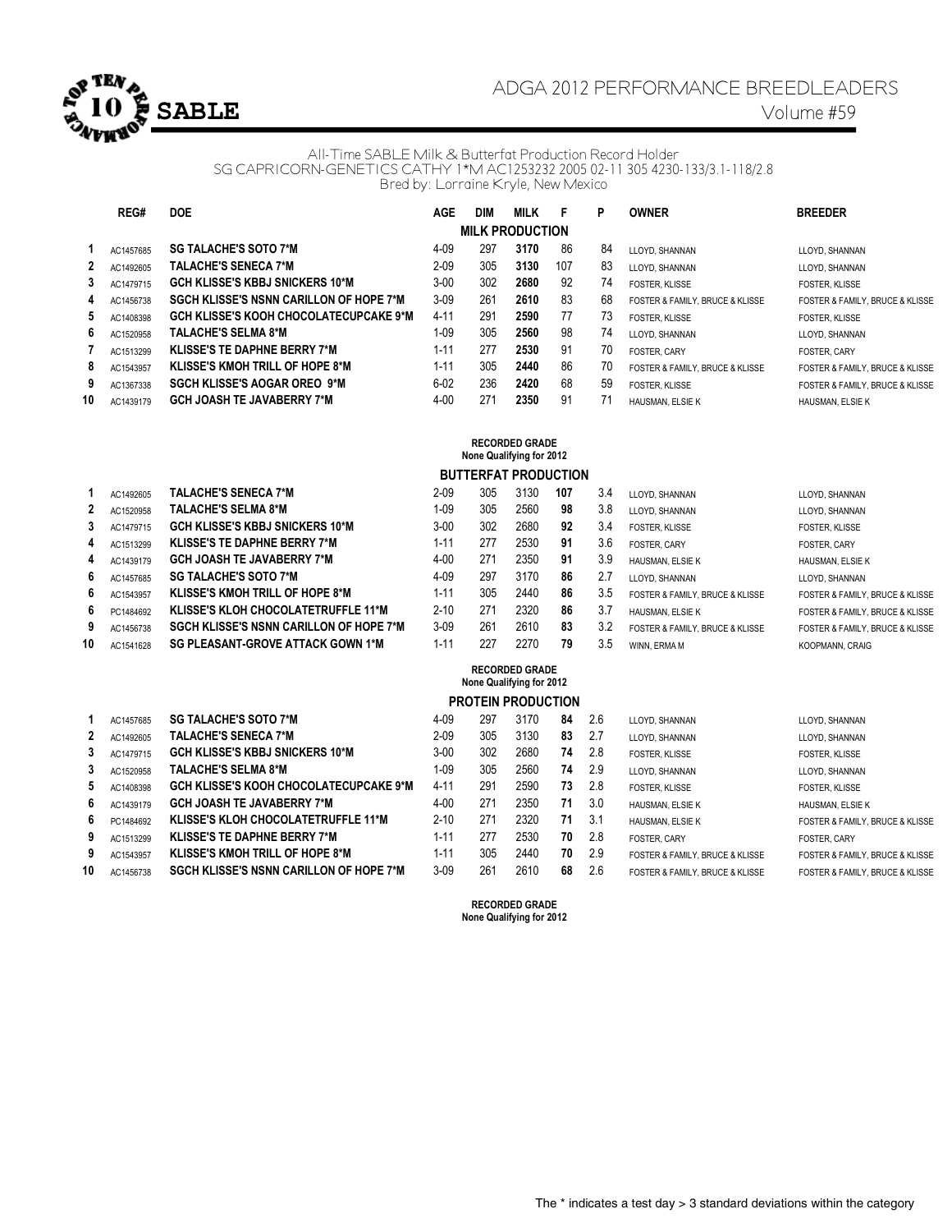# ADGA 2012 PERFORMANCE BREEDLEADERS

## SABLE

Volume #59

All-Time SABLE Milk & Butterfat Production Record Holder
SG CAPRICORN-GENETICS CATHY 1*M AC1253232 2005 02-11 305 4230-133/3.1-118/2.8
Bred by: Lorraine Kryle, New Mexico

### MILK PRODUCTION

| | REG# | DOE | AGE | DIM | MILK | F | P | OWNER | BREEDER |
|---|---|---|---|---|---|---|---|---|---|
| 1 | AC1457685 | SG TALACHE'S SOTO 7*M | 4-09 | 297 | **3170** | 86 | 84 | LLOYD, SHANNAN | LLOYD, SHANNAN |
| 2 | AC1492605 | TALACHE'S SENECA 7*M | 2-09 | 305 | **3130** | 107 | 83 | LLOYD, SHANNAN | LLOYD, SHANNAN |
| 3 | AC1479715 | GCH KLISSE'S KBBJ SNICKERS 10*M | 3-00 | 302 | **2680** | 92 | 74 | FOSTER, KLISSE | FOSTER, KLISSE |
| 4 | AC1456738 | SGCH KLISSE'S NSNN CARILLON OF HOPE 7*M | 3-09 | 261 | **2610** | 83 | 68 | FOSTER & FAMILY, BRUCE & KLISSE | FOSTER & FAMILY, BRUCE & KLISSE |
| 5 | AC1408398 | GCH KLISSE'S KOOH CHOCOLATECUPCAKE 9*M | 4-11 | 291 | **2590** | 77 | 73 | FOSTER, KLISSE | FOSTER, KLISSE |
| 6 | AC1520958 | TALACHE'S SELMA 8*M | 1-09 | 305 | **2560** | 98 | 74 | LLOYD, SHANNAN | LLOYD, SHANNAN |
| 7 | AC1513299 | KLISSE'S TE DAPHNE BERRY 7*M | 1-11 | 277 | **2530** | 91 | 70 | FOSTER, CARY | FOSTER, CARY |
| 8 | AC1543957 | KLISSE'S KMOH TRILL OF HOPE 8*M | 1-11 | 305 | **2440** | 86 | 70 | FOSTER & FAMILY, BRUCE & KLISSE | FOSTER & FAMILY, BRUCE & KLISSE |
| 9 | AC1367338 | SGCH KLISSE'S AOGAR OREO 9*M | 6-02 | 236 | **2420** | 68 | 59 | FOSTER, KLISSE | FOSTER & FAMILY, BRUCE & KLISSE |
| 10 | AC1439179 | GCH JOASH TE JAVABERRY 7*M | 4-00 | 271 | **2350** | 91 | 71 | HAUSMAN, ELSIE K | HAUSMAN, ELSIE K |

**RECORDED GRADE**
**None Qualifying for 2012**

### BUTTERFAT PRODUCTION

| | REG# | DOE | AGE | DIM | MILK | F | % | OWNER | BREEDER |
|---|---|---|---|---|---|---|---|---|---|
| 1 | AC1492605 | TALACHE'S SENECA 7*M | 2-09 | 305 | 3130 | **107** | 3.4 | LLOYD, SHANNAN | LLOYD, SHANNAN |
| 2 | AC1520958 | TALACHE'S SELMA 8*M | 1-09 | 305 | 2560 | **98** | 3.8 | LLOYD, SHANNAN | LLOYD, SHANNAN |
| 3 | AC1479715 | GCH KLISSE'S KBBJ SNICKERS 10*M | 3-00 | 302 | 2680 | **92** | 3.4 | FOSTER, KLISSE | FOSTER, KLISSE |
| 4 | AC1513299 | KLISSE'S TE DAPHNE BERRY 7*M | 1-11 | 277 | 2530 | **91** | 3.6 | FOSTER, CARY | FOSTER, CARY |
| 4 | AC1439179 | GCH JOASH TE JAVABERRY 7*M | 4-00 | 271 | 2350 | **91** | 3.9 | HAUSMAN, ELSIE K | HAUSMAN, ELSIE K |
| 6 | AC1457685 | SG TALACHE'S SOTO 7*M | 4-09 | 297 | 3170 | **86** | 2.7 | LLOYD, SHANNAN | LLOYD, SHANNAN |
| 6 | AC1543957 | KLISSE'S KMOH TRILL OF HOPE 8*M | 1-11 | 305 | 2440 | **86** | 3.5 | FOSTER & FAMILY, BRUCE & KLISSE | FOSTER & FAMILY, BRUCE & KLISSE |
| 6 | PC1484692 | KLISSE'S KLOH CHOCOLATETRUFFLE 11*M | 2-10 | 271 | 2320 | **86** | 3.7 | HAUSMAN, ELSIE K | FOSTER & FAMILY, BRUCE & KLISSE |
| 9 | AC1456738 | SGCH KLISSE'S NSNN CARILLON OF HOPE 7*M | 3-09 | 261 | 2610 | **83** | 3.2 | FOSTER & FAMILY, BRUCE & KLISSE | FOSTER & FAMILY, BRUCE & KLISSE |
| 10 | AC1541628 | SG PLEASANT-GROVE ATTACK GOWN 1*M | 1-11 | 227 | 2270 | **79** | 3.5 | WINN, ERMA M | KOOPMANN, CRAIG |

**RECORDED GRADE**
**None Qualifying for 2012**

### PROTEIN PRODUCTION

| | REG# | DOE | AGE | DIM | MILK | P | % | OWNER | BREEDER |
|---|---|---|---|---|---|---|---|---|---|
| 1 | AC1457685 | SG TALACHE'S SOTO 7*M | 4-09 | 297 | 3170 | **84** | 2.6 | LLOYD, SHANNAN | LLOYD, SHANNAN |
| 2 | AC1492605 | TALACHE'S SENECA 7*M | 2-09 | 305 | 3130 | **83** | 2.7 | LLOYD, SHANNAN | LLOYD, SHANNAN |
| 3 | AC1479715 | GCH KLISSE'S KBBJ SNICKERS 10*M | 3-00 | 302 | 2680 | **74** | 2.8 | FOSTER, KLISSE | FOSTER, KLISSE |
| 3 | AC1520958 | TALACHE'S SELMA 8*M | 1-09 | 305 | 2560 | **74** | 2.9 | LLOYD, SHANNAN | LLOYD, SHANNAN |
| 5 | AC1408398 | GCH KLISSE'S KOOH CHOCOLATECUPCAKE 9*M | 4-11 | 291 | 2590 | **73** | 2.8 | FOSTER, KLISSE | FOSTER, KLISSE |
| 6 | AC1439179 | GCH JOASH TE JAVABERRY 7*M | 4-00 | 271 | 2350 | **71** | 3.0 | HAUSMAN, ELSIE K | HAUSMAN, ELSIE K |
| 6 | PC1484692 | KLISSE'S KLOH CHOCOLATETRUFFLE 11*M | 2-10 | 271 | 2320 | **71** | 3.1 | HAUSMAN, ELSIE K | FOSTER & FAMILY, BRUCE & KLISSE |
| 9 | AC1513299 | KLISSE'S TE DAPHNE BERRY 7*M | 1-11 | 277 | 2530 | **70** | 2.8 | FOSTER, CARY | FOSTER, CARY |
| 9 | AC1543957 | KLISSE'S KMOH TRILL OF HOPE 8*M | 1-11 | 305 | 2440 | **70** | 2.9 | FOSTER & FAMILY, BRUCE & KLISSE | FOSTER & FAMILY, BRUCE & KLISSE |
| 10 | AC1456738 | SGCH KLISSE'S NSNN CARILLON OF HOPE 7*M | 3-09 | 261 | 2610 | **68** | 2.6 | FOSTER & FAMILY, BRUCE & KLISSE | FOSTER & FAMILY, BRUCE & KLISSE |

**RECORDED GRADE**
**None Qualifying for 2012**

The * indicates a test day > 3 standard deviations within the category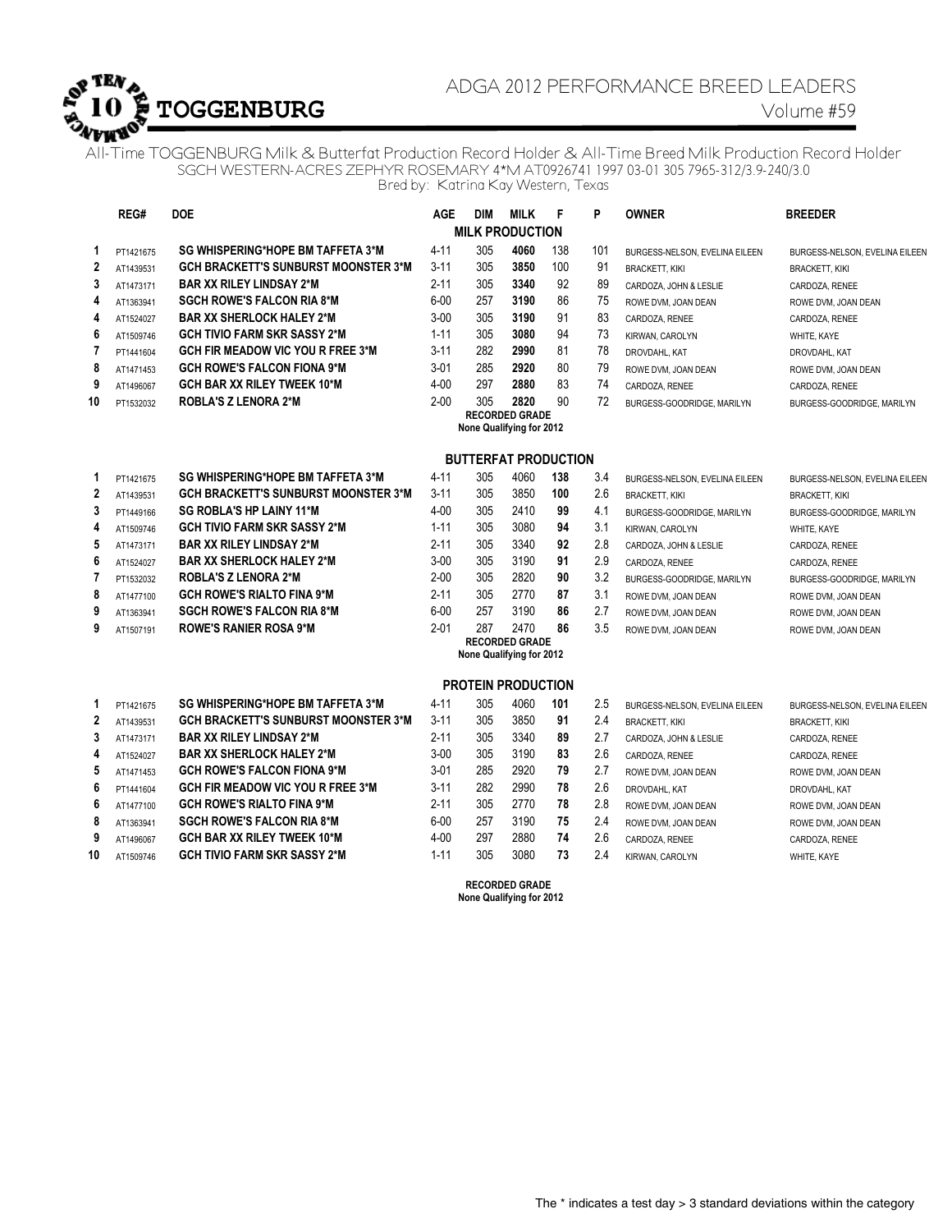# TOGGENBURG

ADGA 2012 PERFORMANCE BREED LEADERS

Volume #59

All-Time TOGGENBURG Milk & Butterfat Production Record Holder & All-Time Breed Milk Production Record Holder
SGCH WESTERN-ACRES ZEPHYR ROSEMARY 4*M AT0926741 1997 03-01 305 7965-312/3.9-240/3.0
Bred by: Katrina Kay Western, Texas

## MILK PRODUCTION

| | REG# | DOE | AGE | DIM | MILK | F | P | OWNER | BREEDER |
|---|---|---|---|---|---|---|---|---|---|
| 1 | PT1421675 | SG WHISPERING*HOPE BM TAFFETA 3*M | 4-11 | 305 | **4060** | 138 | 101 | BURGESS-NELSON, EVELINA EILEEN | BURGESS-NELSON, EVELINA EILEEN |
| 2 | AT1439531 | GCH BRACKETT'S SUNBURST MOONSTER 3*M | 3-11 | 305 | **3850** | 100 | 91 | BRACKETT, KIKI | BRACKETT, KIKI |
| 3 | AT1473171 | BAR XX RILEY LINDSAY 2*M | 2-11 | 305 | **3340** | 92 | 89 | CARDOZA, JOHN & LESLIE | CARDOZA, RENEE |
| 4 | AT1363941 | SGCH ROWE'S FALCON RIA 8*M | 6-00 | 257 | **3190** | 86 | 75 | ROWE DVM, JOAN DEAN | ROWE DVM, JOAN DEAN |
| 4 | AT1524027 | BAR XX SHERLOCK HALEY 2*M | 3-00 | 305 | **3190** | 91 | 83 | CARDOZA, RENEE | CARDOZA, RENEE |
| 6 | AT1509746 | GCH TIVIO FARM SKR SASSY 2*M | 1-11 | 305 | **3080** | 94 | 73 | KIRWAN, CAROLYN | WHITE, KAYE |
| 7 | PT1441604 | GCH FIR MEADOW VIC YOU R FREE 3*M | 3-11 | 282 | **2990** | 81 | 78 | DROVDAHL, KAT | DROVDAHL, KAT |
| 8 | AT1471453 | GCH ROWE'S FALCON FIONA 9*M | 3-01 | 285 | **2920** | 80 | 79 | ROWE DVM, JOAN DEAN | ROWE DVM, JOAN DEAN |
| 9 | AT1496067 | GCH BAR XX RILEY TWEEK 10*M | 4-00 | 297 | **2880** | 83 | 74 | CARDOZA, RENEE | CARDOZA, RENEE |
| 10 | PT1532032 | ROBLA'S Z LENORA 2*M | 2-00 | 305 | **2820** | 90 | 72 | BURGESS-GOODRIDGE, MARILYN | BURGESS-GOODRIDGE, MARILYN |

**RECORDED GRADE**
**None Qualifying for 2012**

## BUTTERFAT PRODUCTION

| | REG# | DOE | AGE | DIM | MILK | F | % | OWNER | BREEDER |
|---|---|---|---|---|---|---|---|---|---|
| 1 | PT1421675 | SG WHISPERING*HOPE BM TAFFETA 3*M | 4-11 | 305 | 4060 | **138** | 3.4 | BURGESS-NELSON, EVELINA EILEEN | BURGESS-NELSON, EVELINA EILEEN |
| 2 | AT1439531 | GCH BRACKETT'S SUNBURST MOONSTER 3*M | 3-11 | 305 | 3850 | **100** | 2.6 | BRACKETT, KIKI | BRACKETT, KIKI |
| 3 | PT1449166 | SG ROBLA'S HP LAINY 11*M | 4-00 | 305 | 2410 | **99** | 4.1 | BURGESS-GOODRIDGE, MARILYN | BURGESS-GOODRIDGE, MARILYN |
| 4 | AT1509746 | GCH TIVIO FARM SKR SASSY 2*M | 1-11 | 305 | 3080 | **94** | 3.1 | KIRWAN, CAROLYN | WHITE, KAYE |
| 5 | AT1473171 | BAR XX RILEY LINDSAY 2*M | 2-11 | 305 | 3340 | **92** | 2.8 | CARDOZA, JOHN & LESLIE | CARDOZA, RENEE |
| 6 | AT1524027 | BAR XX SHERLOCK HALEY 2*M | 3-00 | 305 | 3190 | **91** | 2.9 | CARDOZA, RENEE | CARDOZA, RENEE |
| 7 | PT1532032 | ROBLA'S Z LENORA 2*M | 2-00 | 305 | 2820 | **90** | 3.2 | BURGESS-GOODRIDGE, MARILYN | BURGESS-GOODRIDGE, MARILYN |
| 8 | AT1477100 | GCH ROWE'S RIALTO FINA 9*M | 2-11 | 305 | 2770 | **87** | 3.1 | ROWE DVM, JOAN DEAN | ROWE DVM, JOAN DEAN |
| 9 | AT1363941 | SGCH ROWE'S FALCON RIA 8*M | 6-00 | 257 | 3190 | **86** | 2.7 | ROWE DVM, JOAN DEAN | ROWE DVM, JOAN DEAN |
| 9 | AT1507191 | ROWE'S RANIER ROSA 9*M | 2-01 | 287 | 2470 | **86** | 3.5 | ROWE DVM, JOAN DEAN | ROWE DVM, JOAN DEAN |

**RECORDED GRADE**
**None Qualifying for 2012**

## PROTEIN PRODUCTION

| | REG# | DOE | AGE | DIM | MILK | P | % | OWNER | BREEDER |
|---|---|---|---|---|---|---|---|---|---|
| 1 | PT1421675 | SG WHISPERING*HOPE BM TAFFETA 3*M | 4-11 | 305 | 4060 | **101** | 2.5 | BURGESS-NELSON, EVELINA EILEEN | BURGESS-NELSON, EVELINA EILEEN |
| 2 | AT1439531 | GCH BRACKETT'S SUNBURST MOONSTER 3*M | 3-11 | 305 | 3850 | **91** | 2.4 | BRACKETT, KIKI | BRACKETT, KIKI |
| 3 | AT1473171 | BAR XX RILEY LINDSAY 2*M | 2-11 | 305 | 3340 | **89** | 2.7 | CARDOZA, JOHN & LESLIE | CARDOZA, RENEE |
| 4 | AT1524027 | BAR XX SHERLOCK HALEY 2*M | 3-00 | 305 | 3190 | **83** | 2.6 | CARDOZA, RENEE | CARDOZA, RENEE |
| 5 | AT1471453 | GCH ROWE'S FALCON FIONA 9*M | 3-01 | 285 | 2920 | **79** | 2.7 | ROWE DVM, JOAN DEAN | ROWE DVM, JOAN DEAN |
| 6 | PT1441604 | GCH FIR MEADOW VIC YOU R FREE 3*M | 3-11 | 282 | 2990 | **78** | 2.6 | DROVDAHL, KAT | DROVDAHL, KAT |
| 6 | AT1477100 | GCH ROWE'S RIALTO FINA 9*M | 2-11 | 305 | 2770 | **78** | 2.8 | ROWE DVM, JOAN DEAN | ROWE DVM, JOAN DEAN |
| 8 | AT1363941 | SGCH ROWE'S FALCON RIA 8*M | 6-00 | 257 | 3190 | **75** | 2.4 | ROWE DVM, JOAN DEAN | ROWE DVM, JOAN DEAN |
| 9 | AT1496067 | GCH BAR XX RILEY TWEEK 10*M | 4-00 | 297 | 2880 | **74** | 2.6 | CARDOZA, RENEE | CARDOZA, RENEE |
| 10 | AT1509746 | GCH TIVIO FARM SKR SASSY 2*M | 1-11 | 305 | 3080 | **73** | 2.4 | KIRWAN, CAROLYN | WHITE, KAYE |

**RECORDED GRADE**
**None Qualifying for 2012**

The * indicates a test day > 3 standard deviations within the category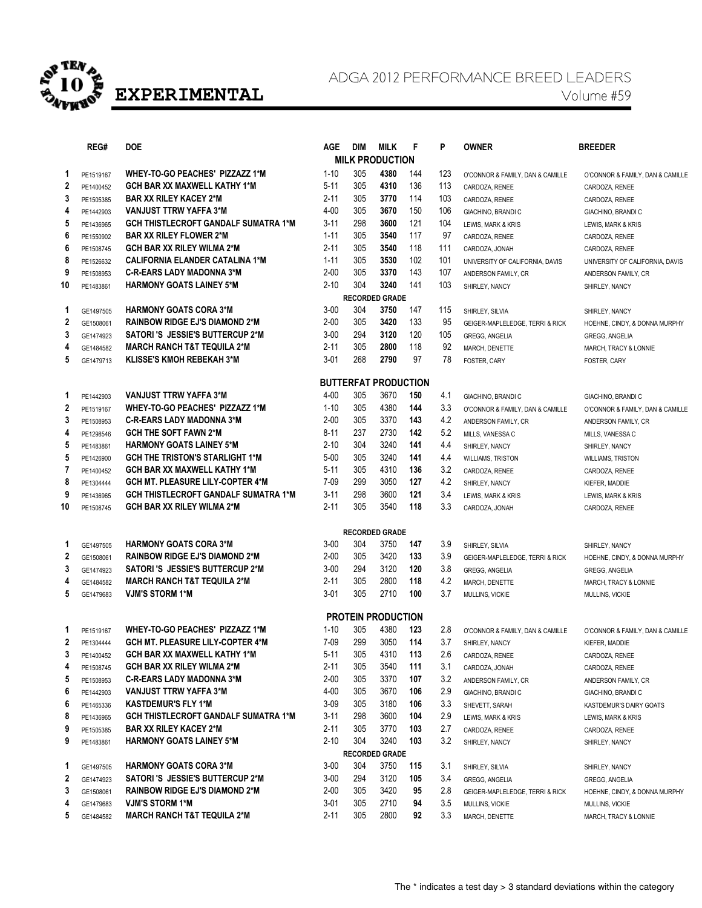# EXPERIMENTAL

ADGA 2012 PERFORMANCE BREED LEADERS

Volume #59

| | REG# | DOE | AGE | DIM | MILK | F | P | OWNER | BREEDER |
|---|---|---|---|---|---|---|---|---|---|
| | | | | | **MILK PRODUCTION** | | | | |
| 1 | PE1519167 | **WHEY-TO-GO PEACHES' PIZZAZZ 1*M** | 1-10 | 305 | **4380** | 144 | 123 | O'CONNOR & FAMILY, DAN & CAMILLE | O'CONNOR & FAMILY, DAN & CAMILLE |
| 2 | PE1400452 | **GCH BAR XX MAXWELL KATHY 1*M** | 5-11 | 305 | **4310** | 136 | 113 | CARDOZA, RENEE | CARDOZA, RENEE |
| 3 | PE1505385 | **BAR XX RILEY KACEY 2*M** | 2-11 | 305 | **3770** | 114 | 103 | CARDOZA, RENEE | CARDOZA, RENEE |
| 4 | PE1442903 | **VANJUST TTRW YAFFA 3*M** | 4-00 | 305 | **3670** | 150 | 106 | GIACHINO, BRANDI C | GIACHINO, BRANDI C |
| 5 | PE1436965 | **GCH THISTLECROFT GANDALF SUMATRA 1*M** | 3-11 | 298 | **3600** | 121 | 104 | LEWIS, MARK & KRIS | LEWIS, MARK & KRIS |
| 6 | PE1550902 | **BAR XX RILEY FLOWER 2*M** | 1-11 | 305 | **3540** | 117 | 97 | CARDOZA, RENEE | CARDOZA, RENEE |
| 6 | PE1508745 | **GCH BAR XX RILEY WILMA 2*M** | 2-11 | 305 | **3540** | 118 | 111 | CARDOZA, JONAH | CARDOZA, RENEE |
| 8 | PE1526632 | **CALIFORNIA ELANDER CATALINA 1*M** | 1-11 | 305 | **3530** | 102 | 101 | UNIVERSITY OF CALIFORNIA, DAVIS | UNIVERSITY OF CALIFORNIA, DAVIS |
| 9 | PE1508953 | **C-R-EARS LADY MADONNA 3*M** | 2-00 | 305 | **3370** | 143 | 107 | ANDERSON FAMILY, CR | ANDERSON FAMILY, CR |
| 10 | PE1483861 | **HARMONY GOATS LAINEY 5*M** | 2-10 | 304 | **3240** | 141 | 103 | SHIRLEY, NANCY | SHIRLEY, NANCY |
| | | | | | **RECORDED GRADE** | | | | |
| 1 | GE1497505 | **HARMONY GOATS CORA 3*M** | 3-00 | 304 | **3750** | 147 | 115 | SHIRLEY, SILVIA | SHIRLEY, NANCY |
| 2 | GE1508061 | **RAINBOW RIDGE EJ'S DIAMOND 2*M** | 2-00 | 305 | **3420** | 133 | 95 | GEIGER-MAPLELEDGE, TERRI & RICK | HOEHNE, CINDY, & DONNA MURPHY |
| 3 | GE1474923 | **SATORI 'S JESSIE'S BUTTERCUP 2*M** | 3-00 | 294 | **3120** | 120 | 105 | GREGG, ANGELIA | GREGG, ANGELIA |
| 4 | GE1484582 | **MARCH RANCH T&T TEQUILA 2*M** | 2-11 | 305 | **2800** | 118 | 92 | MARCH, DENETTE | MARCH, TRACY & LONNIE |
| 5 | GE1479713 | **KLISSE'S KMOH REBEKAH 3*M** | 3-01 | 268 | **2790** | 97 | 78 | FOSTER, CARY | FOSTER, CARY |
| | | | | | **BUTTERFAT PRODUCTION** | | | | |
| 1 | PE1442903 | **VANJUST TTRW YAFFA 3*M** | 4-00 | 305 | 3670 | **150** | 4.1 | GIACHINO, BRANDI C | GIACHINO, BRANDI C |
| 2 | PE1519167 | **WHEY-TO-GO PEACHES' PIZZAZZ 1*M** | 1-10 | 305 | 4380 | **144** | 3.3 | O'CONNOR & FAMILY, DAN & CAMILLE | O'CONNOR & FAMILY, DAN & CAMILLE |
| 3 | PE1508953 | **C-R-EARS LADY MADONNA 3*M** | 2-00 | 305 | 3370 | **143** | 4.2 | ANDERSON FAMILY, CR | ANDERSON FAMILY, CR |
| 4 | PE1298546 | **GCH THE SOFT FAWN 2*M** | 8-11 | 237 | 2730 | **142** | 5.2 | MILLS, VANESSA C | MILLS, VANESSA C |
| 5 | PE1483861 | **HARMONY GOATS LAINEY 5*M** | 2-10 | 304 | 3240 | **141** | 4.4 | SHIRLEY, NANCY | SHIRLEY, NANCY |
| 5 | PE1426900 | **GCH THE TRISTON'S STARLIGHT 1*M** | 5-00 | 305 | 3240 | **141** | 4.4 | WILLIAMS, TRISTON | WILLIAMS, TRISTON |
| 7 | PE1400452 | **GCH BAR XX MAXWELL KATHY 1*M** | 5-11 | 305 | 4310 | **136** | 3.2 | CARDOZA, RENEE | CARDOZA, RENEE |
| 8 | PE1304444 | **GCH MT. PLEASURE LILY-COPTER 4*M** | 7-09 | 299 | 3050 | **127** | 4.2 | SHIRLEY, NANCY | KIEFER, MADDIE |
| 9 | PE1436965 | **GCH THISTLECROFT GANDALF SUMATRA 1*M** | 3-11 | 298 | 3600 | **121** | 3.4 | LEWIS, MARK & KRIS | LEWIS, MARK & KRIS |
| 10 | PE1508745 | **GCH BAR XX RILEY WILMA 2*M** | 2-11 | 305 | 3540 | **118** | 3.3 | CARDOZA, JONAH | CARDOZA, RENEE |
| | | | | | **RECORDED GRADE** | | | | |
| 1 | GE1497505 | **HARMONY GOATS CORA 3*M** | 3-00 | 304 | 3750 | **147** | 3.9 | SHIRLEY, SILVIA | SHIRLEY, NANCY |
| 2 | GE1508061 | **RAINBOW RIDGE EJ'S DIAMOND 2*M** | 2-00 | 305 | 3420 | **133** | 3.9 | GEIGER-MAPLELEDGE, TERRI & RICK | HOEHNE, CINDY, & DONNA MURPHY |
| 3 | GE1474923 | **SATORI 'S JESSIE'S BUTTERCUP 2*M** | 3-00 | 294 | 3120 | **120** | 3.8 | GREGG, ANGELIA | GREGG, ANGELIA |
| 4 | GE1484582 | **MARCH RANCH T&T TEQUILA 2*M** | 2-11 | 305 | 2800 | **118** | 4.2 | MARCH, DENETTE | MARCH, TRACY & LONNIE |
| 5 | GE1479683 | **VJM'S STORM 1*M** | 3-01 | 305 | 2710 | **100** | 3.7 | MULLINS, VICKIE | MULLINS, VICKIE |
| | | | | | **PROTEIN PRODUCTION** | | | | |
| 1 | PE1519167 | **WHEY-TO-GO PEACHES' PIZZAZZ 1*M** | 1-10 | 305 | 4380 | **123** | 2.8 | O'CONNOR & FAMILY, DAN & CAMILLE | O'CONNOR & FAMILY, DAN & CAMILLE |
| 2 | PE1304444 | **GCH MT. PLEASURE LILY-COPTER 4*M** | 7-09 | 299 | 3050 | **114** | 3.7 | SHIRLEY, NANCY | KIEFER, MADDIE |
| 3 | PE1400452 | **GCH BAR XX MAXWELL KATHY 1*M** | 5-11 | 305 | 4310 | **113** | 2.6 | CARDOZA, RENEE | CARDOZA, RENEE |
| 4 | PE1508745 | **GCH BAR XX RILEY WILMA 2*M** | 2-11 | 305 | 3540 | **111** | 3.1 | CARDOZA, JONAH | CARDOZA, RENEE |
| 5 | PE1508953 | **C-R-EARS LADY MADONNA 3*M** | 2-00 | 305 | 3370 | **107** | 3.2 | ANDERSON FAMILY, CR | ANDERSON FAMILY, CR |
| 6 | PE1442903 | **VANJUST TTRW YAFFA 3*M** | 4-00 | 305 | 3670 | **106** | 2.9 | GIACHINO, BRANDI C | GIACHINO, BRANDI C |
| 6 | PE1465336 | **KASTDEMUR'S FLY 1*M** | 3-09 | 305 | 3180 | **106** | 3.3 | SHEVETT, SARAH | KASTDEMUR'S DAIRY GOATS |
| 8 | PE1436965 | **GCH THISTLECROFT GANDALF SUMATRA 1*M** | 3-11 | 298 | 3600 | **104** | 2.9 | LEWIS, MARK & KRIS | LEWIS, MARK & KRIS |
| 9 | PE1505385 | **BAR XX RILEY KACEY 2*M** | 2-11 | 305 | 3770 | **103** | 2.7 | CARDOZA, RENEE | CARDOZA, RENEE |
| 9 | PE1483861 | **HARMONY GOATS LAINEY 5*M** | 2-10 | 304 | 3240 | **103** | 3.2 | SHIRLEY, NANCY | SHIRLEY, NANCY |
| | | | | | **RECORDED GRADE** | | | | |
| 1 | GE1497505 | **HARMONY GOATS CORA 3*M** | 3-00 | 304 | 3750 | **115** | 3.1 | SHIRLEY, SILVIA | SHIRLEY, NANCY |
| 2 | GE1474923 | **SATORI 'S JESSIE'S BUTTERCUP 2*M** | 3-00 | 294 | 3120 | **105** | 3.4 | GREGG, ANGELIA | GREGG, ANGELIA |
| 3 | GE1508061 | **RAINBOW RIDGE EJ'S DIAMOND 2*M** | 2-00 | 305 | 3420 | **95** | 2.8 | GEIGER-MAPLELEDGE, TERRI & RICK | HOEHNE, CINDY, & DONNA MURPHY |
| 4 | GE1479683 | **VJM'S STORM 1*M** | 3-01 | 305 | 2710 | **94** | 3.5 | MULLINS, VICKIE | MULLINS, VICKIE |
| 5 | GE1484582 | **MARCH RANCH T&T TEQUILA 2*M** | 2-11 | 305 | 2800 | **92** | 3.3 | MARCH, DENETTE | MARCH, TRACY & LONNIE |

The * indicates a test day > 3 standard deviations within the category